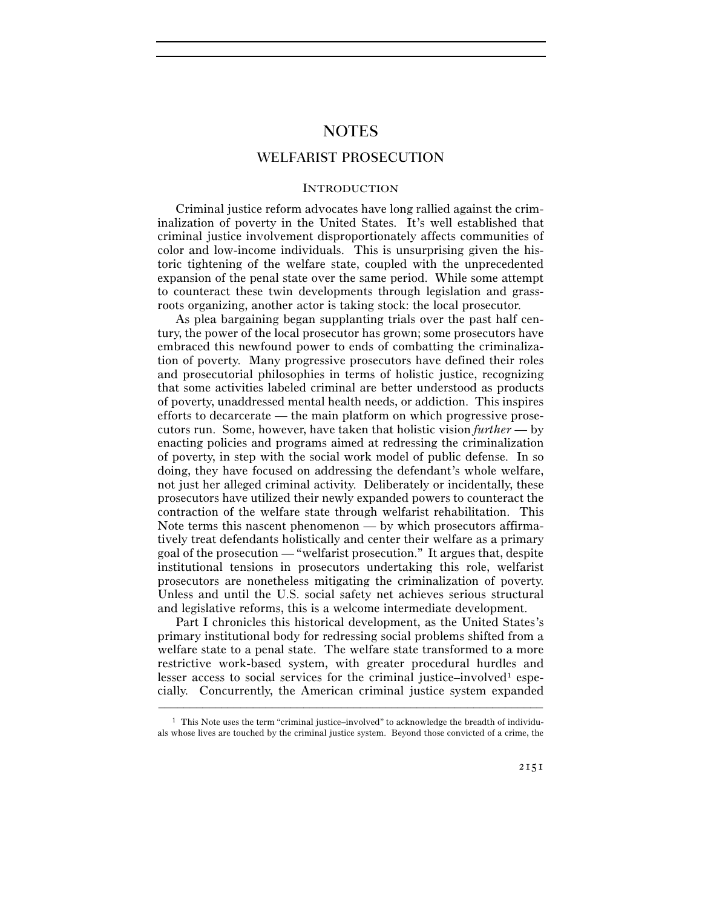# NOTES

## WELFARIST PROSECUTION

### INTRODUCTION

Criminal justice reform advocates have long rallied against the criminalization of poverty in the United States. It's well established that criminal justice involvement disproportionately affects communities of color and low-income individuals. This is unsurprising given the historic tightening of the welfare state, coupled with the unprecedented expansion of the penal state over the same period. While some attempt to counteract these twin developments through legislation and grassroots organizing, another actor is taking stock: the local prosecutor.

As plea bargaining began supplanting trials over the past half century, the power of the local prosecutor has grown; some prosecutors have embraced this newfound power to ends of combatting the criminalization of poverty. Many progressive prosecutors have defined their roles and prosecutorial philosophies in terms of holistic justice, recognizing that some activities labeled criminal are better understood as products of poverty, unaddressed mental health needs, or addiction. This inspires efforts to decarcerate — the main platform on which progressive prosecutors run. Some, however, have taken that holistic vision *further* — by enacting policies and programs aimed at redressing the criminalization of poverty, in step with the social work model of public defense. In so doing, they have focused on addressing the defendant's whole welfare, not just her alleged criminal activity. Deliberately or incidentally, these prosecutors have utilized their newly expanded powers to counteract the contraction of the welfare state through welfarist rehabilitation. This Note terms this nascent phenomenon — by which prosecutors affirmatively treat defendants holistically and center their welfare as a primary goal of the prosecution — "welfarist prosecution." It argues that, despite institutional tensions in prosecutors undertaking this role, welfarist prosecutors are nonetheless mitigating the criminalization of poverty. Unless and until the U.S. social safety net achieves serious structural and legislative reforms, this is a welcome intermediate development.

Part I chronicles this historical development, as the United States's primary institutional body for redressing social problems shifted from a welfare state to a penal state. The welfare state transformed to a more restrictive work-based system, with greater procedural hurdles and lesser access to social services for the criminal justice–involved[1] especially. Concurrently, the American criminal justice system expanded

[1] This Note uses the term "criminal justice–involved" to acknowledge the breadth of individuals whose lives are touched by the criminal justice system. Beyond those convicted of a crime, the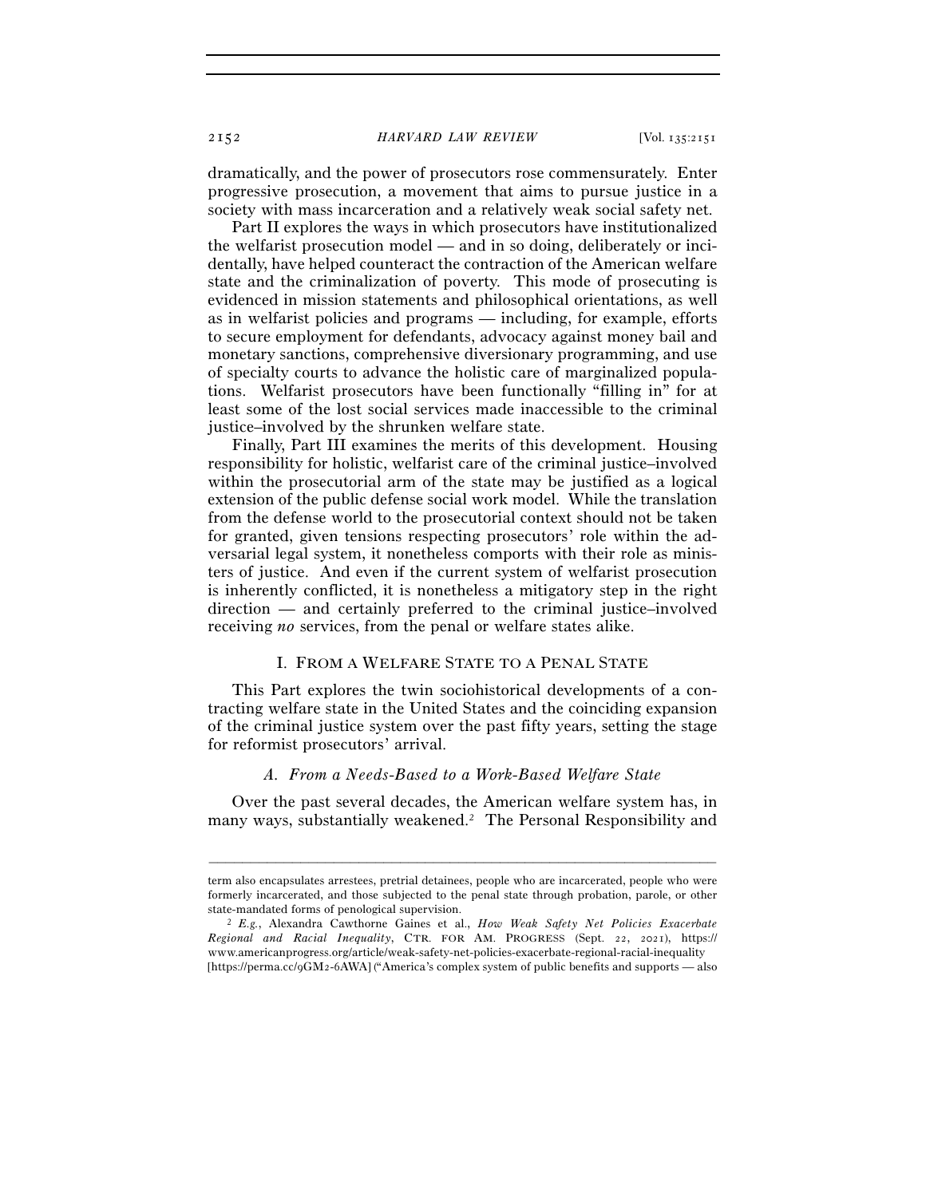dramatically, and the power of prosecutors rose commensurately. Enter progressive prosecution, a movement that aims to pursue justice in a society with mass incarceration and a relatively weak social safety net.

Part II explores the ways in which prosecutors have institutionalized the welfarist prosecution model — and in so doing, deliberately or incidentally, have helped counteract the contraction of the American welfare state and the criminalization of poverty. This mode of prosecuting is evidenced in mission statements and philosophical orientations, as well as in welfarist policies and programs — including, for example, efforts to secure employment for defendants, advocacy against money bail and monetary sanctions, comprehensive diversionary programming, and use of specialty courts to advance the holistic care of marginalized populations. Welfarist prosecutors have been functionally "filling in" for at least some of the lost social services made inaccessible to the criminal justice–involved by the shrunken welfare state.

Finally, Part III examines the merits of this development. Housing responsibility for holistic, welfarist care of the criminal justice–involved within the prosecutorial arm of the state may be justified as a logical extension of the public defense social work model. While the translation from the defense world to the prosecutorial context should not be taken for granted, given tensions respecting prosecutors' role within the adversarial legal system, it nonetheless comports with their role as ministers of justice. And even if the current system of welfarist prosecution is inherently conflicted, it is nonetheless a mitigatory step in the right direction — and certainly preferred to the criminal justice–involved receiving *no* services, from the penal or welfare states alike.

## I. FROM A WELFARE STATE TO A PENAL STATE

This Part explores the twin sociohistorical developments of a contracting welfare state in the United States and the coinciding expansion of the criminal justice system over the past fifty years, setting the stage for reformist prosecutors' arrival.

### *A. From a Needs-Based to a Work-Based Welfare State*

Over the past several decades, the American welfare system has, in many ways, substantially weakened.[2] The Personal Responsibility and

---

term also encapsulates arrestees, pretrial detainees, people who are incarcerated, people who were formerly incarcerated, and those subjected to the penal state through probation, parole, or other state-mandated forms of penological supervision.

[2] *E.g.*, Alexandra Cawthorne Gaines et al., *How Weak Safety Net Policies Exacerbate Regional and Racial Inequality*, CTR. FOR AM. PROGRESS (Sept. 22, 2021), https://www.americanprogress.org/article/weak-safety-net-policies-exacerbate-regional-racial-inequality [https://perma.cc/9GM2-6AWA] ("America's complex system of public benefits and supports — also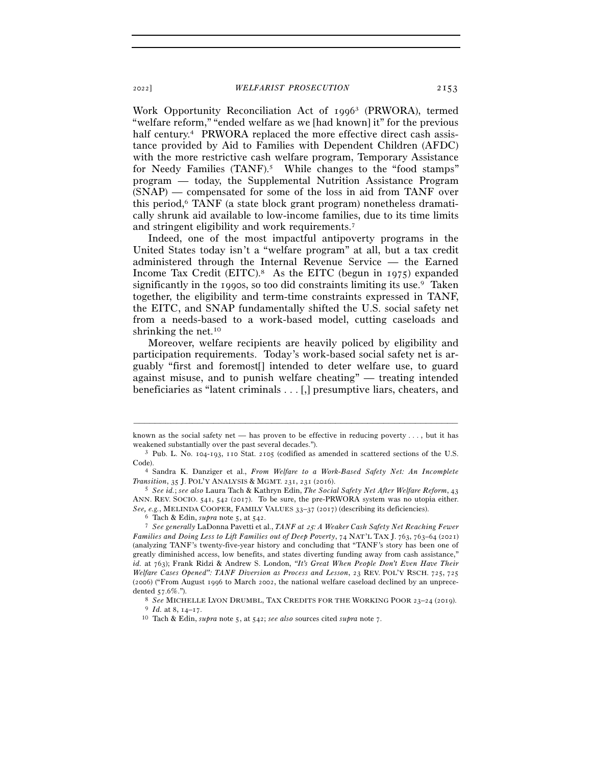Work Opportunity Reconciliation Act of 1996[3] (PRWORA), termed "welfare reform," "ended welfare as we [had known] it" for the previous half century.[4] PRWORA replaced the more effective direct cash assistance provided by Aid to Families with Dependent Children (AFDC) with the more restrictive cash welfare program, Temporary Assistance for Needy Families (TANF).[5] While changes to the "food stamps" program — today, the Supplemental Nutrition Assistance Program (SNAP) — compensated for some of the loss in aid from TANF over this period,[6] TANF (a state block grant program) nonetheless dramatically shrunk aid available to low-income families, due to its time limits and stringent eligibility and work requirements.[7]

Indeed, one of the most impactful antipoverty programs in the United States today isn't a "welfare program" at all, but a tax credit administered through the Internal Revenue Service — the Earned Income Tax Credit (EITC).[8] As the EITC (begun in 1975) expanded significantly in the 1990s, so too did constraints limiting its use.[9] Taken together, the eligibility and term-time constraints expressed in TANF, the EITC, and SNAP fundamentally shifted the U.S. social safety net from a needs-based to a work-based model, cutting caseloads and shrinking the net.[10]

Moreover, welfare recipients are heavily policed by eligibility and participation requirements. Today's work-based social safety net is arguably "first and foremost[] intended to deter welfare use, to guard against misuse, and to punish welfare cheating" — treating intended beneficiaries as "latent criminals . . . [,] presumptive liars, cheaters, and

---

known as the social safety net — has proven to be effective in reducing poverty . . . , but it has weakened substantially over the past several decades.").

[3] Pub. L. No. 104-193, 110 Stat. 2105 (codified as amended in scattered sections of the U.S. Code).

[4] Sandra K. Danziger et al., *From Welfare to a Work-Based Safety Net: An Incomplete Transition*, 35 J. POL'Y ANALYSIS & MGMT. 231, 231 (2016).

[5] *See id.*; *see also* Laura Tach & Kathryn Edin, *The Social Safety Net After Welfare Reform*, 43 ANN. REV. SOCIO. 541, 542 (2017). To be sure, the pre-PRWORA system was no utopia either. *See, e.g.*, MELINDA COOPER, FAMILY VALUES 33–37 (2017) (describing its deficiencies).

[6] Tach & Edin, *supra* note 5, at 542.

[7] *See generally* LaDonna Pavetti et al., *TANF at 25: A Weaker Cash Safety Net Reaching Fewer Families and Doing Less to Lift Families out of Deep Poverty*, 74 NAT'L TAX J. 763, 763–64 (2021) (analyzing TANF's twenty-five-year history and concluding that "TANF's story has been one of greatly diminished access, low benefits, and states diverting funding away from cash assistance," *id.* at 763); Frank Ridzi & Andrew S. London, *"It's Great When People Don't Even Have Their Welfare Cases Opened": TANF Diversion as Process and Lesson*, 23 REV. POL'Y RSCH. 725, 725 (2006) ("From August 1996 to March 2002, the national welfare caseload declined by an unprecedented 57.6%.").

[8] *See* MICHELLE LYON DRUMBL, TAX CREDITS FOR THE WORKING POOR 23–24 (2019).

[9] *Id.* at 8, 14–17.

[10] Tach & Edin, *supra* note 5, at 542; *see also* sources cited *supra* note 7.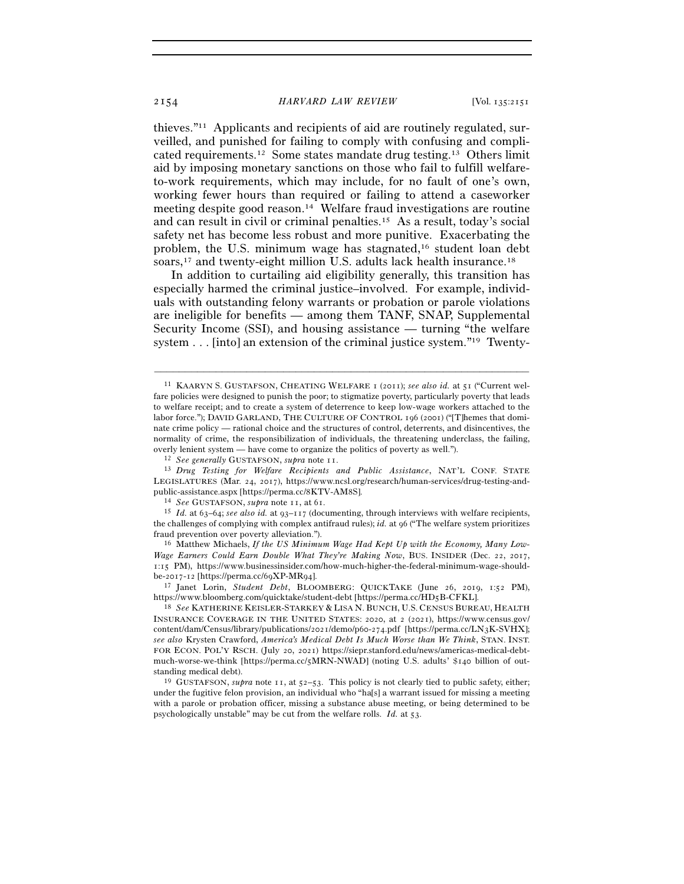thieves."[11] Applicants and recipients of aid are routinely regulated, surveilled, and punished for failing to comply with confusing and complicated requirements.[12] Some states mandate drug testing.[13] Others limit aid by imposing monetary sanctions on those who fail to fulfill welfare-to-work requirements, which may include, for no fault of one's own, working fewer hours than required or failing to attend a caseworker meeting despite good reason.[14] Welfare fraud investigations are routine and can result in civil or criminal penalties.[15] As a result, today's social safety net has become less robust and more punitive. Exacerbating the problem, the U.S. minimum wage has stagnated,[16] student loan debt soars,[17] and twenty-eight million U.S. adults lack health insurance.[18]

In addition to curtailing aid eligibility generally, this transition has especially harmed the criminal justice–involved. For example, individuals with outstanding felony warrants or probation or parole violations are ineligible for benefits — among them TANF, SNAP, Supplemental Security Income (SSI), and housing assistance — turning "the welfare system . . . [into] an extension of the criminal justice system."[19] Twenty-

---

[11] KAARYN S. GUSTAFSON, CHEATING WELFARE 1 (2011); *see also id.* at 51 ("Current welfare policies were designed to punish the poor; to stigmatize poverty, particularly poverty that leads to welfare receipt; and to create a system of deterrence to keep low-wage workers attached to the labor force."); DAVID GARLAND, THE CULTURE OF CONTROL 196 (2001) ("[T]hemes that dominate crime policy — rational choice and the structures of control, deterrents, and disincentives, the normality of crime, the responsibilization of individuals, the threatening underclass, the failing, overly lenient system — have come to organize the politics of poverty as well.").

[12] *See generally* GUSTAFSON, *supra* note 11.

[13] *Drug Testing for Welfare Recipients and Public Assistance*, NAT'L CONF. STATE LEGISLATURES (Mar. 24, 2017), https://www.ncsl.org/research/human-services/drug-testing-and-public-assistance.aspx [https://perma.cc/8KTV-AM8S].

[14] *See* GUSTAFSON, *supra* note 11, at 61.

[15] *Id.* at 63–64; *see also id.* at 93–117 (documenting, through interviews with welfare recipients, the challenges of complying with complex antifraud rules); *id.* at 96 ("The welfare system prioritizes fraud prevention over poverty alleviation.").

[16] Matthew Michaels, *If the US Minimum Wage Had Kept Up with the Economy, Many Low-Wage Earners Could Earn Double What They're Making Now*, BUS. INSIDER (Dec. 22, 2017, 1:15 PM), https://www.businessinsider.com/how-much-higher-the-federal-minimum-wage-should-be-2017-12 [https://perma.cc/69XP-MR94].

[17] Janet Lorin, *Student Debt*, BLOOMBERG: QUICKTAKE (June 26, 2019, 1:52 PM), https://www.bloomberg.com/quicktake/student-debt [https://perma.cc/HD5B-CFKL].

[18] *See* KATHERINE KEISLER-STARKEY & LISA N. BUNCH, U.S. CENSUS BUREAU, HEALTH INSURANCE COVERAGE IN THE UNITED STATES: 2020, at 2 (2021), https://www.census.gov/content/dam/Census/library/publications/2021/demo/p60-274.pdf [https://perma.cc/LN3K-SVHX]; *see also* Krysten Crawford, *America's Medical Debt Is Much Worse than We Think*, STAN. INST. FOR ECON. POL'Y RSCH. (July 20, 2021) https://siepr.stanford.edu/news/americas-medical-debt-much-worse-we-think [https://perma.cc/5MRN-NWAD] (noting U.S. adults' $140 billion of outstanding medical debt).

[19] GUSTAFSON, *supra* note 11, at 52–53. This policy is not clearly tied to public safety, either; under the fugitive felon provision, an individual who "ha[s] a warrant issued for missing a meeting with a parole or probation officer, missing a substance abuse meeting, or being determined to be psychologically unstable" may be cut from the welfare rolls. *Id.* at 53.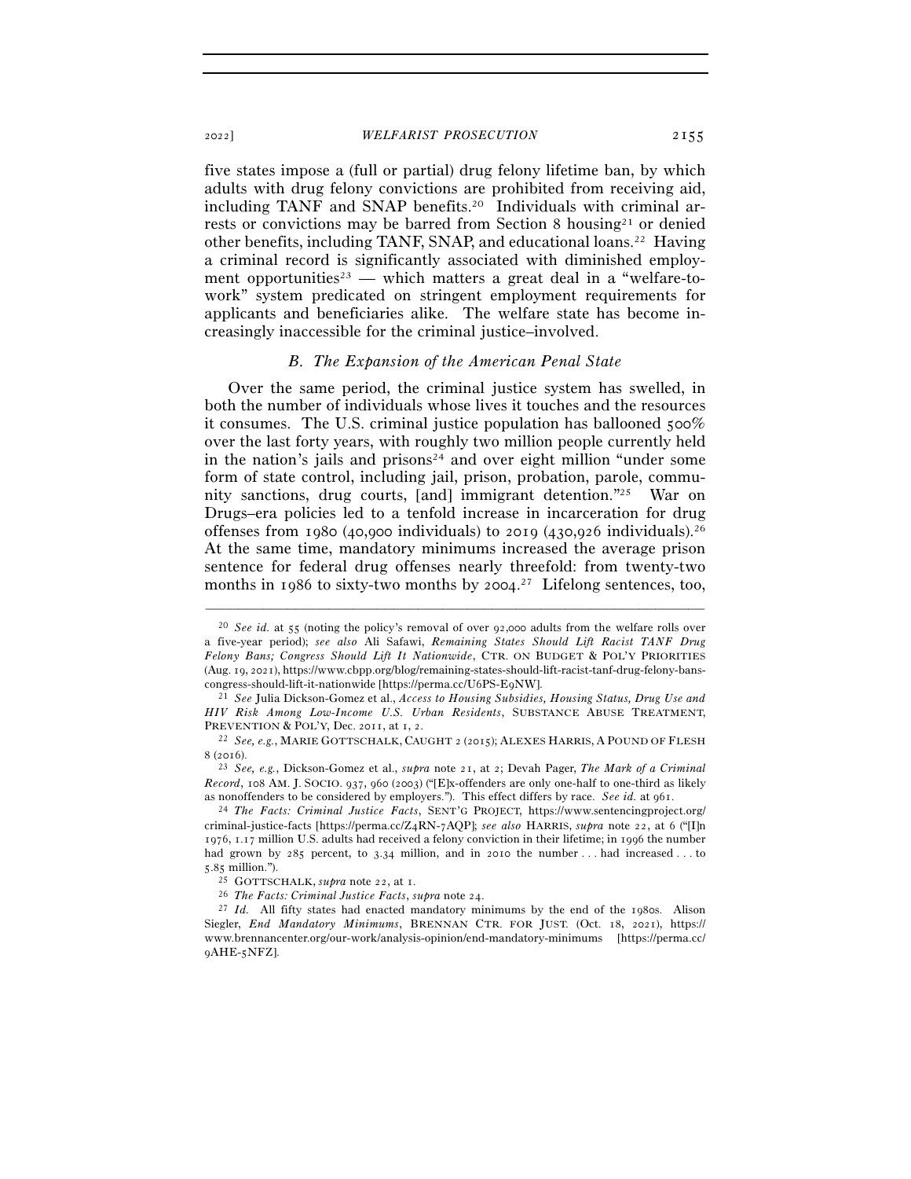five states impose a (full or partial) drug felony lifetime ban, by which adults with drug felony convictions are prohibited from receiving aid, including TANF and SNAP benefits.[20] Individuals with criminal arrests or convictions may be barred from Section 8 housing[21] or denied other benefits, including TANF, SNAP, and educational loans.[22] Having a criminal record is significantly associated with diminished employment opportunities[23] — which matters a great deal in a "welfare-to-work" system predicated on stringent employment requirements for applicants and beneficiaries alike. The welfare state has become increasingly inaccessible for the criminal justice–involved.

### *B. The Expansion of the American Penal State*

Over the same period, the criminal justice system has swelled, in both the number of individuals whose lives it touches and the resources it consumes. The U.S. criminal justice population has ballooned 500% over the last forty years, with roughly two million people currently held in the nation's jails and prisons[24] and over eight million "under some form of state control, including jail, prison, probation, parole, community sanctions, drug courts, [and] immigrant detention."[25] War on Drugs–era policies led to a tenfold increase in incarceration for drug offenses from 1980 (40,900 individuals) to 2019 (430,926 individuals).[26] At the same time, mandatory minimums increased the average prison sentence for federal drug offenses nearly threefold: from twenty-two months in 1986 to sixty-two months by 2004.[27] Lifelong sentences, too,

---

[20] *See id.* at 55 (noting the policy's removal of over 92,000 adults from the welfare rolls over a five-year period); *see also* Ali Safawi, *Remaining States Should Lift Racist TANF Drug Felony Bans; Congress Should Lift It Nationwide*, CTR. ON BUDGET & POL'Y PRIORITIES (Aug. 19, 2021), https://www.cbpp.org/blog/remaining-states-should-lift-racist-tanf-drug-felony-bans-congress-should-lift-it-nationwide [https://perma.cc/U6PS-E9NW].

[21] *See* Julia Dickson-Gomez et al., *Access to Housing Subsidies, Housing Status, Drug Use and HIV Risk Among Low-Income U.S. Urban Residents*, SUBSTANCE ABUSE TREATMENT, PREVENTION & POL'Y, Dec. 2011, at 1, 2.

[22] *See, e.g.*, MARIE GOTTSCHALK, CAUGHT 2 (2015); ALEXES HARRIS, A POUND OF FLESH 8 (2016).

[23] *See, e.g.*, Dickson-Gomez et al., *supra* note 21, at 2; Devah Pager, *The Mark of a Criminal Record*, 108 AM. J. SOCIO. 937, 960 (2003) ("[E]x-offenders are only one-half to one-third as likely as nonoffenders to be considered by employers."). This effect differs by race. *See id.* at 961.

[24] *The Facts: Criminal Justice Facts*, SENT'G PROJECT, https://www.sentencingproject.org/criminal-justice-facts [https://perma.cc/Z4RN-7AQP]; *see also* HARRIS, *supra* note 22, at 6 ("[I]n 1976, 1.17 million U.S. adults had received a felony conviction in their lifetime; in 1996 the number had grown by 285 percent, to 3.34 million, and in 2010 the number . . . had increased . . . to 5.85 million.").

[25] GOTTSCHALK, *supra* note 22, at 1.

[26] *The Facts: Criminal Justice Facts*, *supra* note 24.

[27] *Id.* All fifty states had enacted mandatory minimums by the end of the 1980s. Alison Siegler, *End Mandatory Minimums*, BRENNAN CTR. FOR JUST. (Oct. 18, 2021), https://www.brennancenter.org/our-work/analysis-opinion/end-mandatory-minimums [https://perma.cc/9AHE-5NFZ].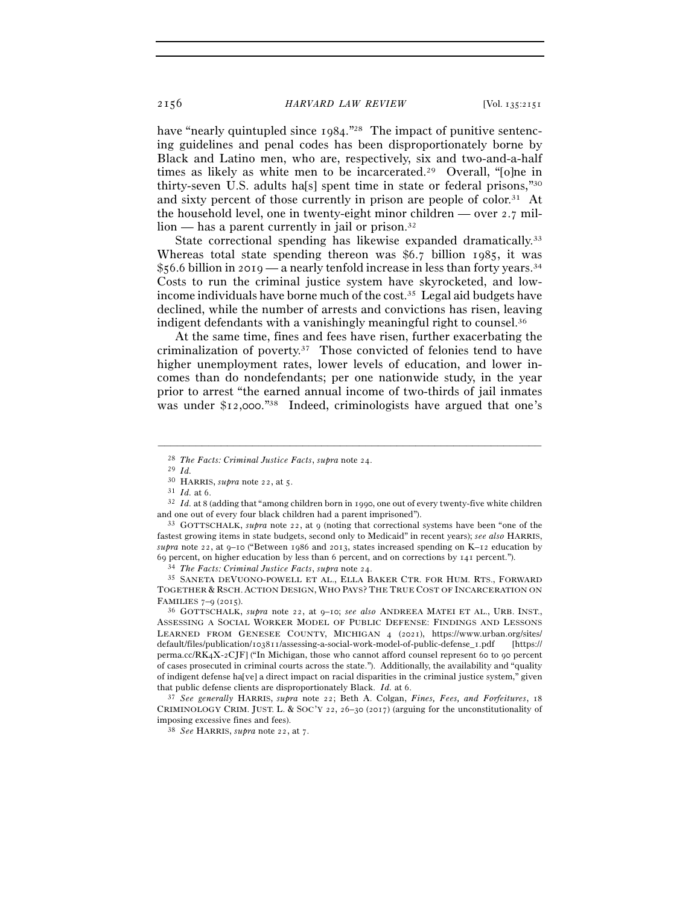have "nearly quintupled since 1984."[28] The impact of punitive sentencing guidelines and penal codes has been disproportionately borne by Black and Latino men, who are, respectively, six and two-and-a-half times as likely as white men to be incarcerated.[29] Overall, "[o]ne in thirty-seven U.S. adults ha[s] spent time in state or federal prisons,"[30] and sixty percent of those currently in prison are people of color.[31] At the household level, one in twenty-eight minor children — over 2.7 million — has a parent currently in jail or prison.[32]

State correctional spending has likewise expanded dramatically.[33] Whereas total state spending thereon was $6.7 billion 1985, it was $56.6 billion in 2019 — a nearly tenfold increase in less than forty years.[34] Costs to run the criminal justice system have skyrocketed, and low-income individuals have borne much of the cost.[35] Legal aid budgets have declined, while the number of arrests and convictions has risen, leaving indigent defendants with a vanishingly meaningful right to counsel.[36]

At the same time, fines and fees have risen, further exacerbating the criminalization of poverty.[37] Those convicted of felonies tend to have higher unemployment rates, lower levels of education, and lower incomes than do nondefendants; per one nationwide study, in the year prior to arrest "the earned annual income of two-thirds of jail inmates was under $12,000."[38] Indeed, criminologists have argued that one's

---

[28] *The Facts: Criminal Justice Facts*, *supra* note 24.

[29] *Id.*

[30] HARRIS, *supra* note 22, at 5.

[31] *Id.* at 6.

[32] *Id.* at 8 (adding that "among children born in 1990, one out of every twenty-five white children and one out of every four black children had a parent imprisoned").

[33] GOTTSCHALK, *supra* note 22, at 9 (noting that correctional systems have been "one of the fastest growing items in state budgets, second only to Medicaid" in recent years); *see also* HARRIS, *supra* note 22, at 9–10 ("Between 1986 and 2013, states increased spending on K–12 education by 69 percent, on higher education by less than 6 percent, and on corrections by 141 percent.").

[34] *The Facts: Criminal Justice Facts*, *supra* note 24.

[35] SANETA DEVUONO-POWELL ET AL., ELLA BAKER CTR. FOR HUM. RTS., FORWARD TOGETHER & RSCH. ACTION DESIGN, WHO PAYS? THE TRUE COST OF INCARCERATION ON FAMILIES 7–9 (2015).

[36] GOTTSCHALK, *supra* note 22, at 9–10; *see also* ANDREEA MATEI ET AL., URB. INST., ASSESSING A SOCIAL WORKER MODEL OF PUBLIC DEFENSE: FINDINGS AND LESSONS LEARNED FROM GENESEE COUNTY, MICHIGAN 4 (2021), https://www.urban.org/sites/default/files/publication/103811/assessing-a-social-work-model-of-public-defense_1.pdf [https://perma.cc/RK4X-2CJF] ("In Michigan, those who cannot afford counsel represent 60 to 90 percent of cases prosecuted in criminal courts across the state."). Additionally, the availability and "quality of indigent defense ha[ve] a direct impact on racial disparities in the criminal justice system," given that public defense clients are disproportionately Black. *Id.* at 6.

[37] *See generally* HARRIS, *supra* note 22; Beth A. Colgan, *Fines, Fees, and Forfeitures*, 18 CRIMINOLOGY CRIM. JUST. L. & SOC'Y 22, 26–30 (2017) (arguing for the unconstitutionality of imposing excessive fines and fees).

[38] *See* HARRIS, *supra* note 22, at 7.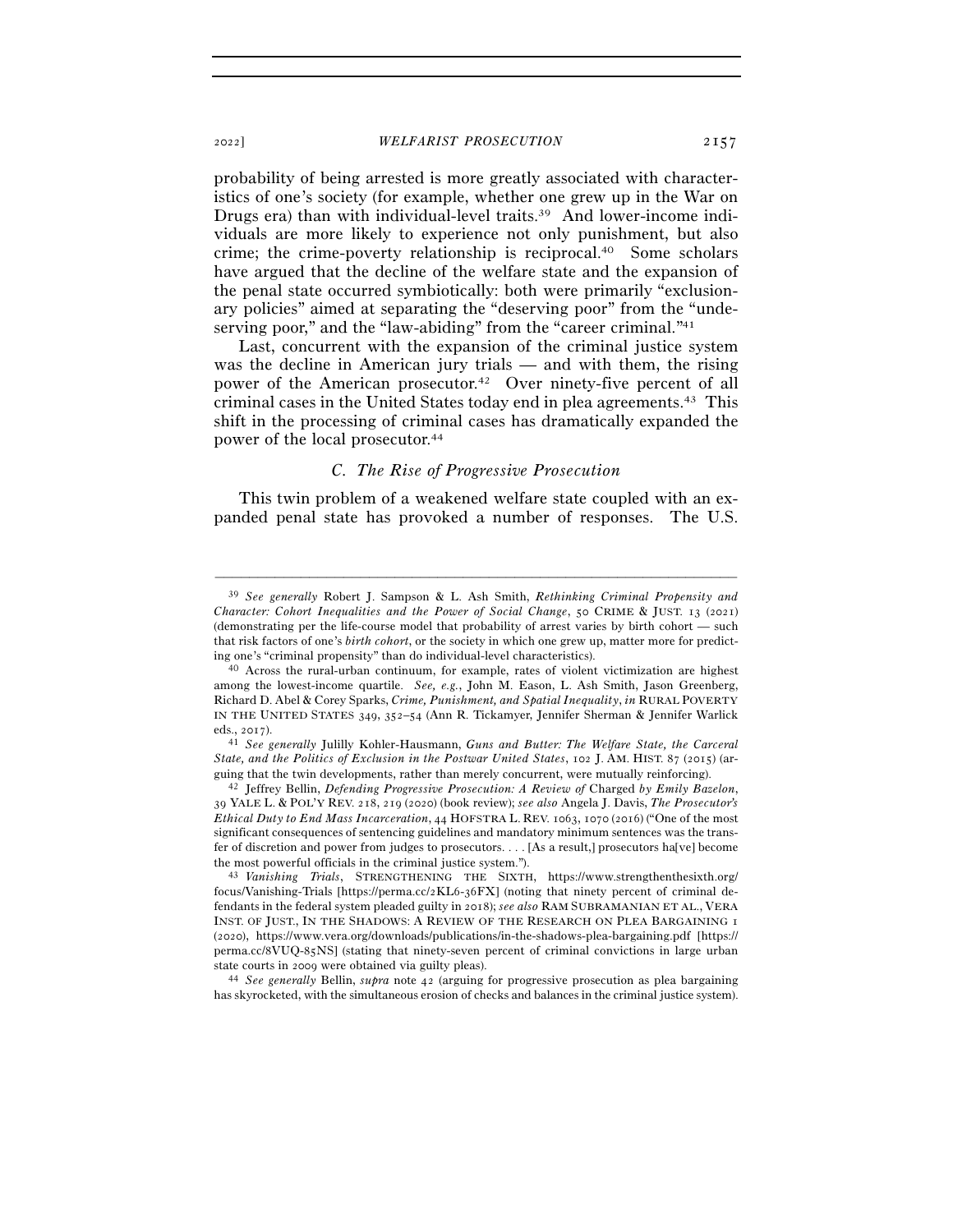probability of being arrested is more greatly associated with characteristics of one's society (for example, whether one grew up in the War on Drugs era) than with individual-level traits.[39] And lower-income individuals are more likely to experience not only punishment, but also crime; the crime-poverty relationship is reciprocal.[40] Some scholars have argued that the decline of the welfare state and the expansion of the penal state occurred symbiotically: both were primarily "exclusionary policies" aimed at separating the "deserving poor" from the "undeserving poor," and the "law-abiding" from the "career criminal."[41]

Last, concurrent with the expansion of the criminal justice system was the decline in American jury trials — and with them, the rising power of the American prosecutor.[42] Over ninety-five percent of all criminal cases in the United States today end in plea agreements.[43] This shift in the processing of criminal cases has dramatically expanded the power of the local prosecutor.[44]

### *C. The Rise of Progressive Prosecution*

This twin problem of a weakened welfare state coupled with an expanded penal state has provoked a number of responses. The U.S.

---

[39] *See generally* Robert J. Sampson & L. Ash Smith, *Rethinking Criminal Propensity and Character: Cohort Inequalities and the Power of Social Change*, 50 CRIME & JUST. 13 (2021) (demonstrating per the life-course model that probability of arrest varies by birth cohort — such that risk factors of one's *birth cohort*, or the society in which one grew up, matter more for predicting one's "criminal propensity" than do individual-level characteristics).

[40] Across the rural-urban continuum, for example, rates of violent victimization are highest among the lowest-income quartile. *See, e.g.*, John M. Eason, L. Ash Smith, Jason Greenberg, Richard D. Abel & Corey Sparks, *Crime, Punishment, and Spatial Inequality*, *in* RURAL POVERTY IN THE UNITED STATES 349, 352–54 (Ann R. Tickamyer, Jennifer Sherman & Jennifer Warlick eds., 2017).

[41] *See generally* Julilly Kohler-Hausmann, *Guns and Butter: The Welfare State, the Carceral State, and the Politics of Exclusion in the Postwar United States*, 102 J. AM. HIST. 87 (2015) (arguing that the twin developments, rather than merely concurrent, were mutually reinforcing).

[42] Jeffrey Bellin, *Defending Progressive Prosecution: A Review of* Charged *by Emily Bazelon*, 39 YALE L. & POL'Y REV. 218, 219 (2020) (book review); *see also* Angela J. Davis, *The Prosecutor's Ethical Duty to End Mass Incarceration*, 44 HOFSTRA L. REV. 1063, 1070 (2016) ("One of the most significant consequences of sentencing guidelines and mandatory minimum sentences was the transfer of discretion and power from judges to prosecutors. . . . [As a result,] prosecutors ha[ve] become the most powerful officials in the criminal justice system.").

[43] *Vanishing Trials*, STRENGTHENING THE SIXTH, https://www.strengthenthesixth.org/focus/Vanishing-Trials [https://perma.cc/2KL6-36FX] (noting that ninety percent of criminal defendants in the federal system pleaded guilty in 2018); *see also* RAM SUBRAMANIAN ET AL., VERA INST. OF JUST., IN THE SHADOWS: A REVIEW OF THE RESEARCH ON PLEA BARGAINING 1 (2020), https://www.vera.org/downloads/publications/in-the-shadows-plea-bargaining.pdf [https://perma.cc/8VUQ-85NS] (stating that ninety-seven percent of criminal convictions in large urban state courts in 2009 were obtained via guilty pleas).

[44] *See generally* Bellin, *supra* note 42 (arguing for progressive prosecution as plea bargaining has skyrocketed, with the simultaneous erosion of checks and balances in the criminal justice system).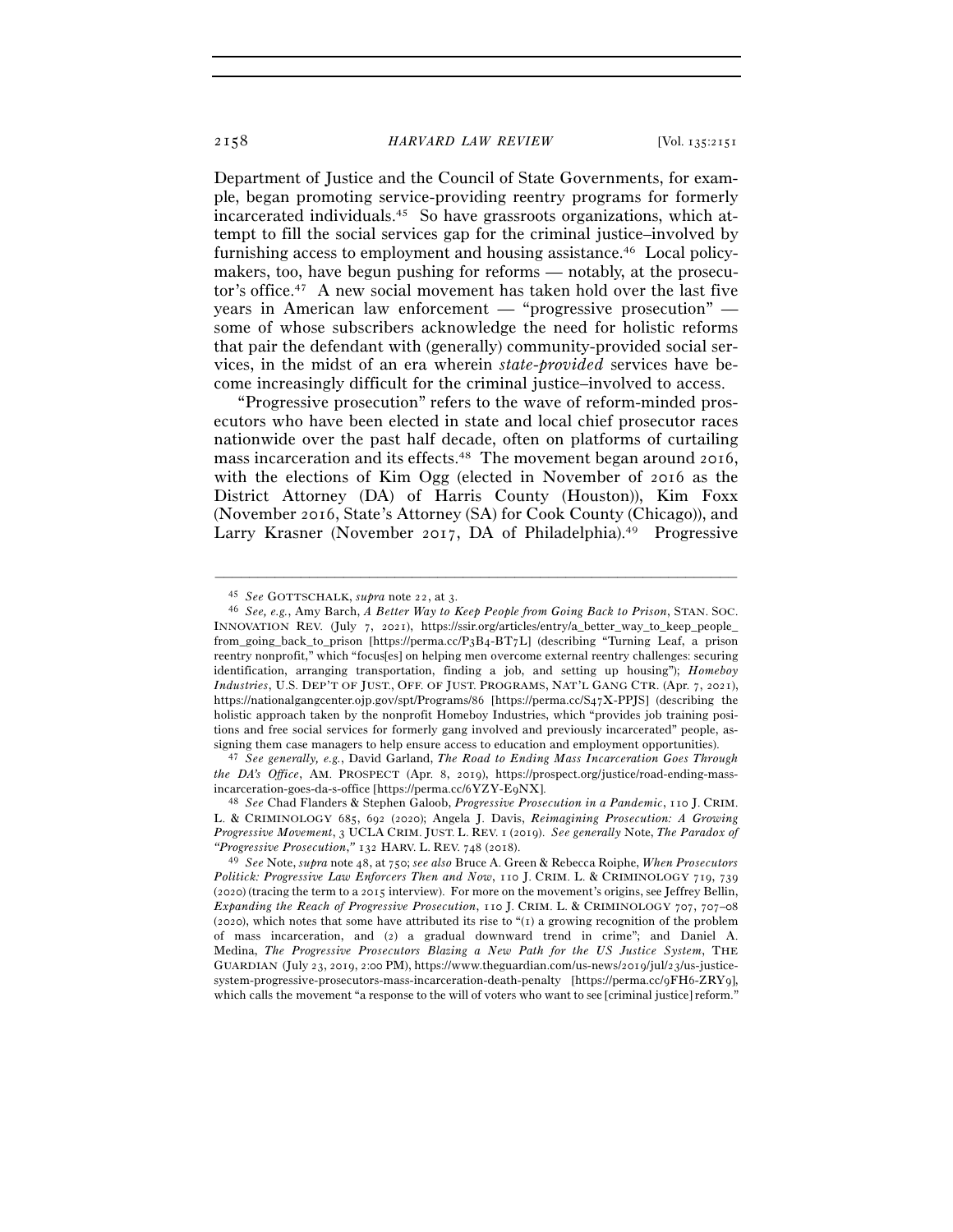Department of Justice and the Council of State Governments, for example, began promoting service-providing reentry programs for formerly incarcerated individuals.[45] So have grassroots organizations, which attempt to fill the social services gap for the criminal justice–involved by furnishing access to employment and housing assistance.[46] Local policymakers, too, have begun pushing for reforms — notably, at the prosecutor's office.[47] A new social movement has taken hold over the last five years in American law enforcement — "progressive prosecution" — some of whose subscribers acknowledge the need for holistic reforms that pair the defendant with (generally) community-provided social services, in the midst of an era wherein *state-provided* services have become increasingly difficult for the criminal justice–involved to access.

"Progressive prosecution" refers to the wave of reform-minded prosecutors who have been elected in state and local chief prosecutor races nationwide over the past half decade, often on platforms of curtailing mass incarceration and its effects.[48] The movement began around 2016, with the elections of Kim Ogg (elected in November of 2016 as the District Attorney (DA) of Harris County (Houston)), Kim Foxx (November 2016, State's Attorney (SA) for Cook County (Chicago)), and Larry Krasner (November 2017, DA of Philadelphia).[49] Progressive

---

[45] *See* GOTTSCHALK, *supra* note 22, at 3.

[46] *See, e.g.*, Amy Barch, *A Better Way to Keep People from Going Back to Prison*, STAN. SOC. INNOVATION REV. (July 7, 2021), https://ssir.org/articles/entry/a_better_way_to_keep_people_from_going_back_to_prison [https://perma.cc/P3B4-BT7L] (describing "Turning Leaf, a prison reentry nonprofit," which "focus[es] on helping men overcome external reentry challenges: securing identification, arranging transportation, finding a job, and setting up housing"); *Homeboy Industries*, U.S. DEP'T OF JUST., OFF. OF JUST. PROGRAMS, NAT'L GANG CTR. (Apr. 7, 2021), https://nationalgangcenter.ojp.gov/spt/Programs/86 [https://perma.cc/S47X-PPJS] (describing the holistic approach taken by the nonprofit Homeboy Industries, which "provides job training positions and free social services for formerly gang involved and previously incarcerated" people, assigning them case managers to help ensure access to education and employment opportunities).

[47] *See generally, e.g.*, David Garland, *The Road to Ending Mass Incarceration Goes Through the DA's Office*, AM. PROSPECT (Apr. 8, 2019), https://prospect.org/justice/road-ending-mass-incarceration-goes-da-s-office [https://perma.cc/6YZY-E9NX].

[48] *See* Chad Flanders & Stephen Galoob, *Progressive Prosecution in a Pandemic*, 110 J. CRIM. L. & CRIMINOLOGY 685, 692 (2020); Angela J. Davis, *Reimagining Prosecution: A Growing Progressive Movement*, 3 UCLA CRIM. JUST. L. REV. 1 (2019). *See generally* Note, *The Paradox of "Progressive Prosecution,"* 132 HARV. L. REV. 748 (2018).

[49] *See* Note, *supra* note 48, at 750; *see also* Bruce A. Green & Rebecca Roiphe, *When Prosecutors Politick: Progressive Law Enforcers Then and Now*, 110 J. CRIM. L. & CRIMINOLOGY 719, 739 (2020) (tracing the term to a 2015 interview). For more on the movement's origins, see Jeffrey Bellin, *Expanding the Reach of Progressive Prosecution*, 110 J. CRIM. L. & CRIMINOLOGY 707, 707–08 (2020), which notes that some have attributed its rise to "(1) a growing recognition of the problem of mass incarceration, and (2) a gradual downward trend in crime"; and Daniel A. Medina, *The Progressive Prosecutors Blazing a New Path for the US Justice System*, THE GUARDIAN (July 23, 2019, 2:00 PM), https://www.theguardian.com/us-news/2019/jul/23/us-justice-system-progressive-prosecutors-mass-incarceration-death-penalty [https://perma.cc/9FH6-ZRY9], which calls the movement "a response to the will of voters who want to see [criminal justice] reform."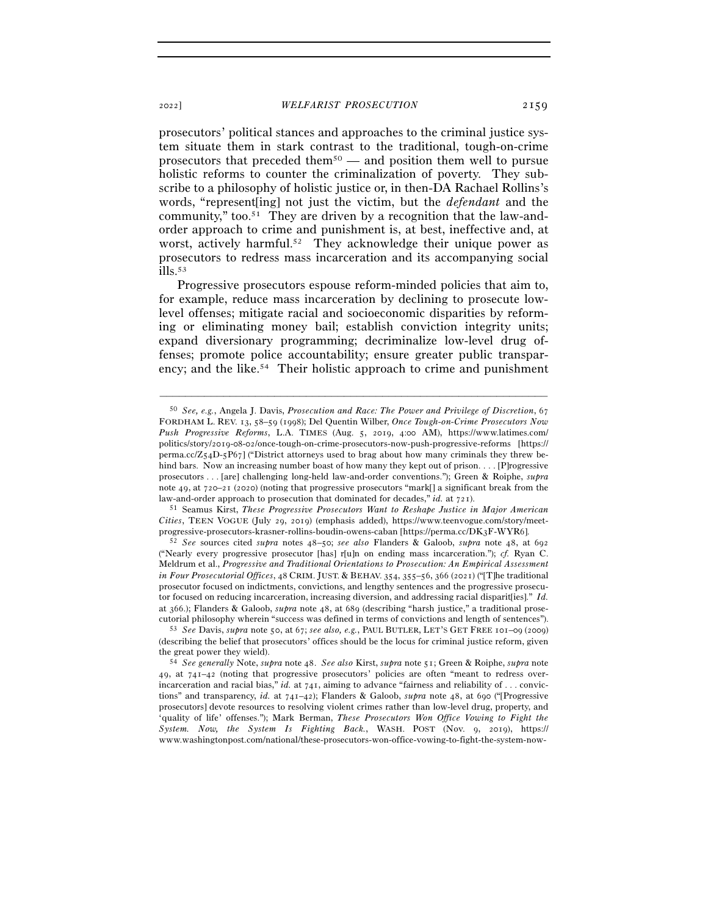prosecutors' political stances and approaches to the criminal justice system situate them in stark contrast to the traditional, tough-on-crime prosecutors that preceded them[50] — and position them well to pursue holistic reforms to counter the criminalization of poverty. They subscribe to a philosophy of holistic justice or, in then-DA Rachael Rollins's words, "represent[ing] not just the victim, but the *defendant* and the community," too.[51] They are driven by a recognition that the law-and-order approach to crime and punishment is, at best, ineffective and, at worst, actively harmful.[52] They acknowledge their unique power as prosecutors to redress mass incarceration and its accompanying social ills.[53]

Progressive prosecutors espouse reform-minded policies that aim to, for example, reduce mass incarceration by declining to prosecute low-level offenses; mitigate racial and socioeconomic disparities by reforming or eliminating money bail; establish conviction integrity units; expand diversionary programming; decriminalize low-level drug offenses; promote police accountability; ensure greater public transparency; and the like.[54] Their holistic approach to crime and punishment

---

[50] *See, e.g.*, Angela J. Davis, *Prosecution and Race: The Power and Privilege of Discretion*, 67 FORDHAM L. REV. 13, 58–59 (1998); Del Quentin Wilber, *Once Tough-on-Crime Prosecutors Now Push Progressive Reforms*, L.A. TIMES (Aug. 5, 2019, 4:00 AM), https://www.latimes.com/politics/story/2019-08-02/once-tough-on-crime-prosecutors-now-push-progressive-reforms [https://perma.cc/Z54D-5P67] ("District attorneys used to brag about how many criminals they threw behind bars. Now an increasing number boast of how many they kept out of prison. . . . [P]rogressive prosecutors . . . [are] challenging long-held law-and-order conventions."); Green & Roiphe, *supra* note 49, at 720–21 (2020) (noting that progressive prosecutors "mark[] a significant break from the law-and-order approach to prosecution that dominated for decades," *id.* at 721).

[51] Seamus Kirst, *These Progressive Prosecutors Want to Reshape Justice in Major American Cities*, TEEN VOGUE (July 29, 2019) (emphasis added), https://www.teenvogue.com/story/meet-progressive-prosecutors-krasner-rollins-boudin-owens-caban [https://perma.cc/DK3F-WYR6].

[52] *See* sources cited *supra* notes 48–50; *see also* Flanders & Galoob, *supra* note 48, at 692 ("Nearly every progressive prosecutor [has] r[u]n on ending mass incarceration."); *cf.* Ryan C. Meldrum et al., *Progressive and Traditional Orientations to Prosecution: An Empirical Assessment in Four Prosecutorial Offices*, 48 CRIM. JUST. & BEHAV. 354, 355–56, 366 (2021) ("[T]he traditional prosecutor focused on indictments, convictions, and lengthy sentences and the progressive prosecutor focused on reducing incarceration, increasing diversion, and addressing racial disparit[ies]." *Id.* at 366.); Flanders & Galoob, *supra* note 48, at 689 (describing "harsh justice," a traditional prosecutorial philosophy wherein "success was defined in terms of convictions and length of sentences").

[53] *See* Davis, *supra* note 50, at 67; *see also, e.g.*, PAUL BUTLER, LET'S GET FREE 101–09 (2009) (describing the belief that prosecutors' offices should be the locus for criminal justice reform, given the great power they wield).

[54] *See generally* Note, *supra* note 48. *See also* Kirst, *supra* note 51; Green & Roiphe, *supra* note 49, at 741–42 (noting that progressive prosecutors' policies are often "meant to redress over-incarceration and racial bias," *id.* at 741, aiming to advance "fairness and reliability of . . . convictions" and transparency, *id.* at 741–42); Flanders & Galoob, *supra* note 48, at 690 ("[Progressive prosecutors] devote resources to resolving violent crimes rather than low-level drug, property, and 'quality of life' offenses."); Mark Berman, *These Prosecutors Won Office Vowing to Fight the System. Now, the System Is Fighting Back.*, WASH. POST (Nov. 9, 2019), https://www.washingtonpost.com/national/these-prosecutors-won-office-vowing-to-fight-the-system-now-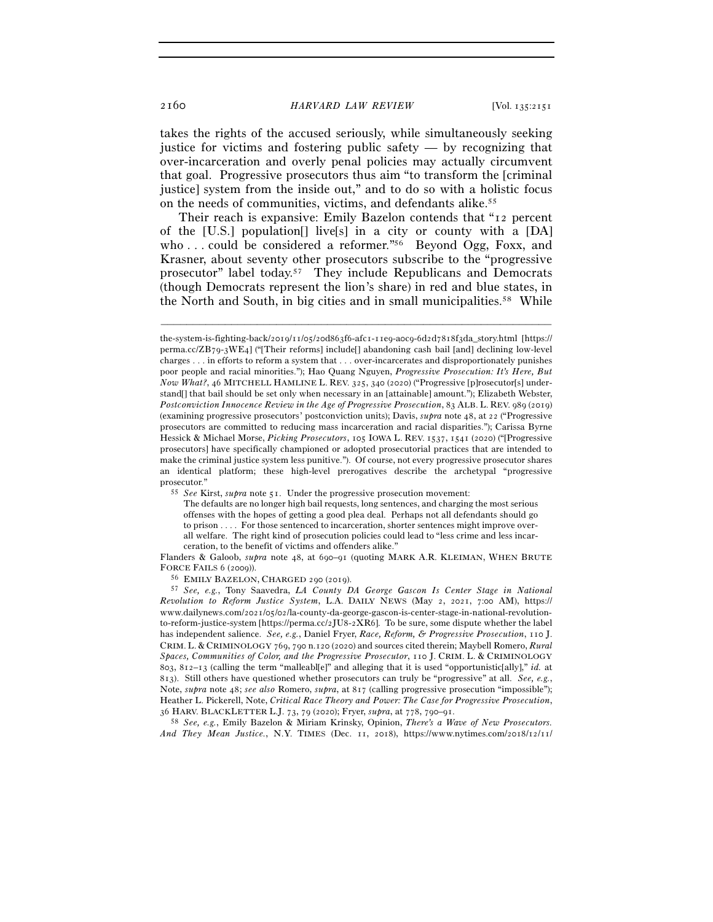takes the rights of the accused seriously, while simultaneously seeking justice for victims and fostering public safety — by recognizing that over-incarceration and overly penal policies may actually circumvent that goal. Progressive prosecutors thus aim "to transform the [criminal justice] system from the inside out," and to do so with a holistic focus on the needs of communities, victims, and defendants alike.[55]

Their reach is expansive: Emily Bazelon contends that "12 percent of the [U.S.] population[] live[s] in a city or county with a [DA] who . . . could be considered a reformer."[56] Beyond Ogg, Foxx, and Krasner, about seventy other prosecutors subscribe to the "progressive prosecutor" label today.[57] They include Republicans and Democrats (though Democrats represent the lion's share) in red and blue states, in the North and South, in big cities and in small municipalities.[58] While

---

the-system-is-fighting-back/2019/11/05/20d863f6-afc1-11e9-a0c9-6d2d7818f3da_story.html [https://perma.cc/ZB79-3WE4] ("[Their reforms] include[] abandoning cash bail [and] declining low-level charges . . . in efforts to reform a system that . . . over-incarcerates and disproportionately punishes poor people and racial minorities."); Hao Quang Nguyen, *Progressive Prosecution: It's Here, But Now What?*, 46 MITCHELL HAMLINE L. REV. 325, 340 (2020) ("Progressive [p]rosecutor[s] understand[] that bail should be set only when necessary in an [attainable] amount."); Elizabeth Webster, *Postconviction Innocence Review in the Age of Progressive Prosecution*, 83 ALB. L. REV. 989 (2019) (examining progressive prosecutors' postconviction units); Davis, *supra* note 48, at 22 ("Progressive prosecutors are committed to reducing mass incarceration and racial disparities."); Carissa Byrne Hessick & Michael Morse, *Picking Prosecutors*, 105 IOWA L. REV. 1537, 1541 (2020) ("[Progressive prosecutors] have specifically championed or adopted prosecutorial practices that are intended to make the criminal justice system less punitive."). Of course, not every progressive prosecutor shares an identical platform; these high-level prerogatives describe the archetypal "progressive prosecutor."

[55] *See* Kirst, *supra* note 51. Under the progressive prosecution movement:

> The defaults are no longer high bail requests, long sentences, and charging the most serious offenses with the hopes of getting a good plea deal. Perhaps not all defendants should go to prison . . . . For those sentenced to incarceration, shorter sentences might improve overall welfare. The right kind of prosecution policies could lead to "less crime and less incarceration, to the benefit of victims and offenders alike."

Flanders & Galoob, *supra* note 48, at 690–91 (quoting MARK A.R. KLEIMAN, WHEN BRUTE FORCE FAILS 6 (2009)).

[56] EMILY BAZELON, CHARGED 290 (2019).

[57] *See, e.g.*, Tony Saavedra, *LA County DA George Gascon Is Center Stage in National Revolution to Reform Justice System*, L.A. DAILY NEWS (May 2, 2021, 7:00 AM), https://www.dailynews.com/2021/05/02/la-county-da-george-gascon-is-center-stage-in-national-revolution-to-reform-justice-system [https://perma.cc/2JU8-2XR6]. To be sure, some dispute whether the label has independent salience. *See, e.g.*, Daniel Fryer, *Race, Reform, & Progressive Prosecution*, 110 J. CRIM. L. & CRIMINOLOGY 769, 790 n.120 (2020) and sources cited therein; Maybell Romero, *Rural Spaces, Communities of Color, and the Progressive Prosecutor*, 110 J. CRIM. L. & CRIMINOLOGY 803, 812–13 (calling the term "malleabl[e]" and alleging that it is used "opportunistic[ally]," *id.* at 813). Still others have questioned whether prosecutors can truly be "progressive" at all. *See, e.g.*, Note, *supra* note 48; *see also* Romero, *supra*, at 817 (calling progressive prosecution "impossible"); Heather L. Pickerell, Note, *Critical Race Theory and Power: The Case for Progressive Prosecution*, 36 HARV. BLACKLETTER L.J. 73, 79 (2020); Fryer, *supra*, at 778, 790–91.

[58] *See, e.g.*, Emily Bazelon & Miriam Krinsky, Opinion, *There's a Wave of New Prosecutors. And They Mean Justice.*, N.Y. TIMES (Dec. 11, 2018), https://www.nytimes.com/2018/12/11/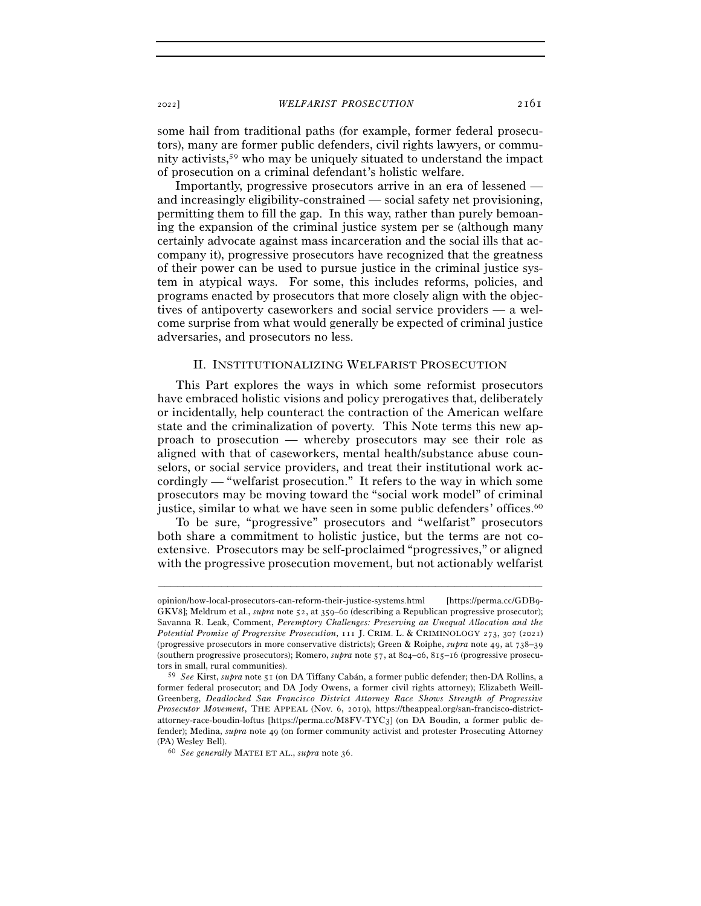some hail from traditional paths (for example, former federal prosecutors), many are former public defenders, civil rights lawyers, or community activists,[59] who may be uniquely situated to understand the impact of prosecution on a criminal defendant's holistic welfare.

Importantly, progressive prosecutors arrive in an era of lessened — and increasingly eligibility-constrained — social safety net provisioning, permitting them to fill the gap. In this way, rather than purely bemoaning the expansion of the criminal justice system per se (although many certainly advocate against mass incarceration and the social ills that accompany it), progressive prosecutors have recognized that the greatness of their power can be used to pursue justice in the criminal justice system in atypical ways. For some, this includes reforms, policies, and programs enacted by prosecutors that more closely align with the objectives of antipoverty caseworkers and social service providers — a welcome surprise from what would generally be expected of criminal justice adversaries, and prosecutors no less.

## II. INSTITUTIONALIZING WELFARIST PROSECUTION

This Part explores the ways in which some reformist prosecutors have embraced holistic visions and policy prerogatives that, deliberately or incidentally, help counteract the contraction of the American welfare state and the criminalization of poverty. This Note terms this new approach to prosecution — whereby prosecutors may see their role as aligned with that of caseworkers, mental health/substance abuse counselors, or social service providers, and treat their institutional work accordingly — "welfarist prosecution." It refers to the way in which some prosecutors may be moving toward the "social work model" of criminal justice, similar to what we have seen in some public defenders' offices.[60]

To be sure, "progressive" prosecutors and "welfarist" prosecutors both share a commitment to holistic justice, but the terms are not coextensive. Prosecutors may be self-proclaimed "progressives," or aligned with the progressive prosecution movement, but not actionably welfarist

---

opinion/how-local-prosecutors-can-reform-their-justice-systems.html [https://perma.cc/GDB9-GKV8]; Meldrum et al., *supra* note 52, at 359–60 (describing a Republican progressive prosecutor); Savanna R. Leak, Comment, *Peremptory Challenges: Preserving an Unequal Allocation and the Potential Promise of Progressive Prosecution*, 111 J. CRIM. L. & CRIMINOLOGY 273, 307 (2021) (progressive prosecutors in more conservative districts); Green & Roiphe, *supra* note 49, at 738–39 (southern progressive prosecutors); Romero, *supra* note 57, at 804–06, 815–16 (progressive prosecutors in small, rural communities).

[59] *See* Kirst, *supra* note 51 (on DA Tiffany Cabán, a former public defender; then-DA Rollins, a former federal prosecutor; and DA Jody Owens, a former civil rights attorney); Elizabeth Weill-Greenberg, *Deadlocked San Francisco District Attorney Race Shows Strength of Progressive Prosecutor Movement*, THE APPEAL (Nov. 6, 2019), https://theappeal.org/san-francisco-district-attorney-race-boudin-loftus [https://perma.cc/M8FV-TYC3] (on DA Boudin, a former public defender); Medina, *supra* note 49 (on former community activist and protester Prosecuting Attorney (PA) Wesley Bell).

[60] *See generally* MATEI ET AL., *supra* note 36.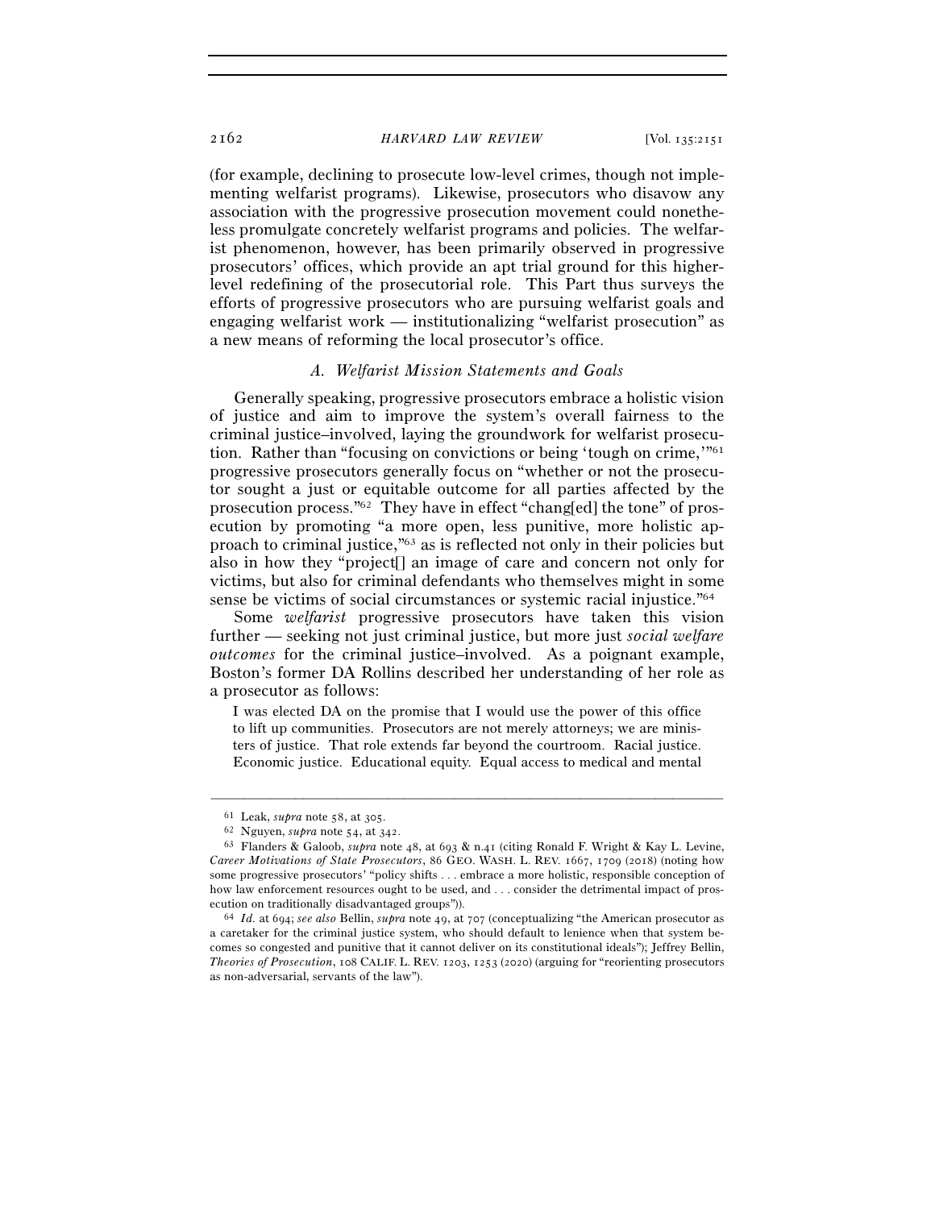(for example, declining to prosecute low-level crimes, though not implementing welfarist programs). Likewise, prosecutors who disavow any association with the progressive prosecution movement could nonetheless promulgate concretely welfarist programs and policies. The welfarist phenomenon, however, has been primarily observed in progressive prosecutors' offices, which provide an apt trial ground for this higher-level redefining of the prosecutorial role. This Part thus surveys the efforts of progressive prosecutors who are pursuing welfarist goals and engaging welfarist work — institutionalizing "welfarist prosecution" as a new means of reforming the local prosecutor's office.

### *A. Welfarist Mission Statements and Goals*

Generally speaking, progressive prosecutors embrace a holistic vision of justice and aim to improve the system's overall fairness to the criminal justice–involved, laying the groundwork for welfarist prosecution. Rather than "focusing on convictions or being 'tough on crime,'"[61] progressive prosecutors generally focus on "whether or not the prosecutor sought a just or equitable outcome for all parties affected by the prosecution process."[62] They have in effect "chang[ed] the tone" of prosecution by promoting "a more open, less punitive, more holistic approach to criminal justice,"[63] as is reflected not only in their policies but also in how they "project[] an image of care and concern not only for victims, but also for criminal defendants who themselves might in some sense be victims of social circumstances or systemic racial injustice."[64]

Some *welfarist* progressive prosecutors have taken this vision further — seeking not just criminal justice, but more just *social welfare outcomes* for the criminal justice–involved. As a poignant example, Boston's former DA Rollins described her understanding of her role as a prosecutor as follows:

> I was elected DA on the promise that I would use the power of this office to lift up communities. Prosecutors are not merely attorneys; we are ministers of justice. That role extends far beyond the courtroom. Racial justice. Economic justice. Educational equity. Equal access to medical and mental

---

[61] Leak, *supra* note 58, at 305.

[62] Nguyen, *supra* note 54, at 342.

[63] Flanders & Galoob, *supra* note 48, at 693 & n.41 (citing Ronald F. Wright & Kay L. Levine, *Career Motivations of State Prosecutors*, 86 GEO. WASH. L. REV. 1667, 1709 (2018) (noting how some progressive prosecutors' "policy shifts . . . embrace a more holistic, responsible conception of how law enforcement resources ought to be used, and . . . consider the detrimental impact of prosecution on traditionally disadvantaged groups")).

[64] *Id.* at 694; *see also* Bellin, *supra* note 49, at 707 (conceptualizing "the American prosecutor as a caretaker for the criminal justice system, who should default to lenience when that system becomes so congested and punitive that it cannot deliver on its constitutional ideals"); Jeffrey Bellin, *Theories of Prosecution*, 108 CALIF. L. REV. 1203, 1253 (2020) (arguing for "reorienting prosecutors as non-adversarial, servants of the law").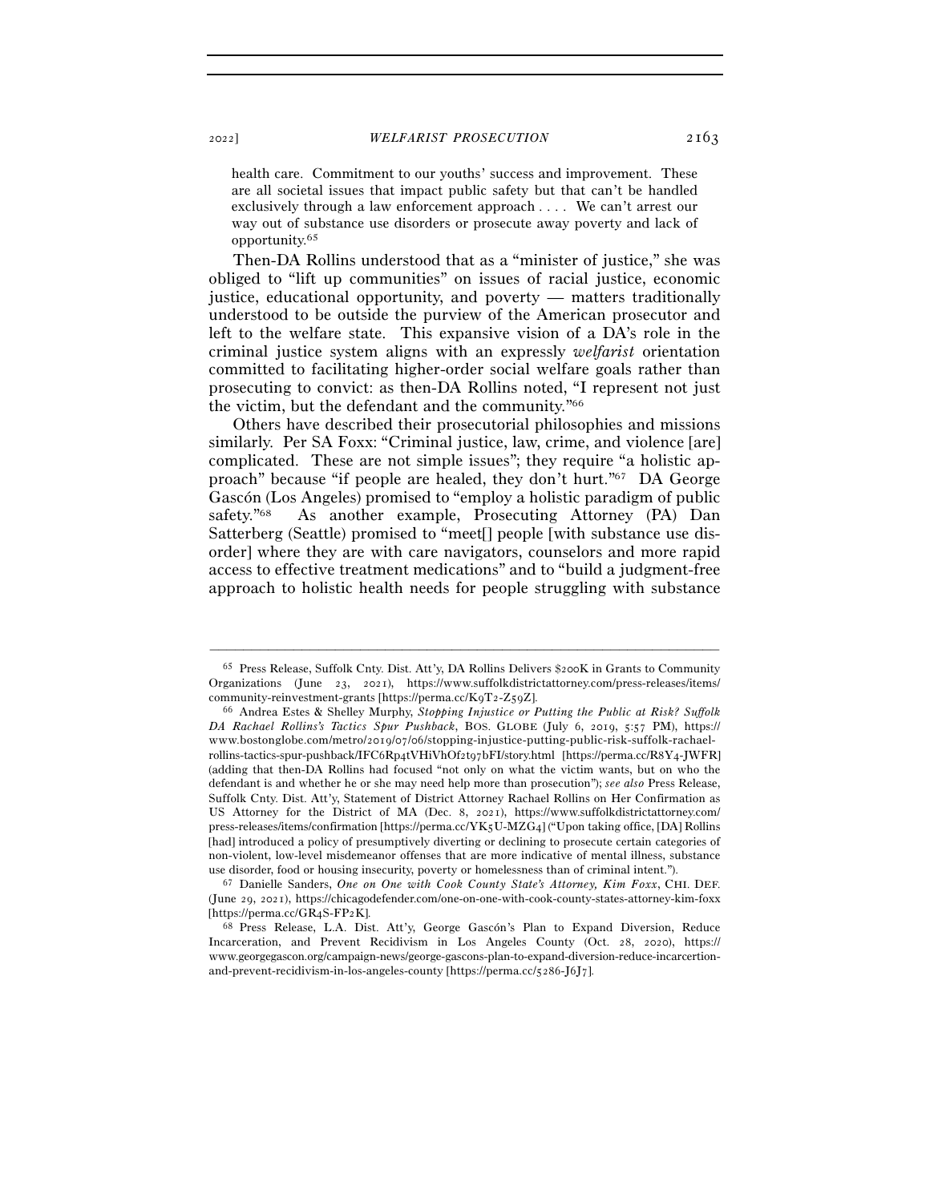> health care. Commitment to our youths' success and improvement. These are all societal issues that impact public safety but that can't be handled exclusively through a law enforcement approach . . . . We can't arrest our way out of substance use disorders or prosecute away poverty and lack of opportunity.[65]

Then-DA Rollins understood that as a "minister of justice," she was obliged to "lift up communities" on issues of racial justice, economic justice, educational opportunity, and poverty — matters traditionally understood to be outside the purview of the American prosecutor and left to the welfare state. This expansive vision of a DA's role in the criminal justice system aligns with an expressly *welfarist* orientation committed to facilitating higher-order social welfare goals rather than prosecuting to convict: as then-DA Rollins noted, "I represent not just the victim, but the defendant and the community."[66]

Others have described their prosecutorial philosophies and missions similarly. Per SA Foxx: "Criminal justice, law, crime, and violence [are] complicated. These are not simple issues"; they require "a holistic approach" because "if people are healed, they don't hurt."[67] DA George Gascón (Los Angeles) promised to "employ a holistic paradigm of public safety."[68] As another example, Prosecuting Attorney (PA) Dan Satterberg (Seattle) promised to "meet[] people [with substance use disorder] where they are with care navigators, counselors and more rapid access to effective treatment medications" and to "build a judgment-free approach to holistic health needs for people struggling with substance

---

[65] Press Release, Suffolk Cnty. Dist. Att'y, DA Rollins Delivers $200K in Grants to Community Organizations (June 23, 2021), https://www.suffolkdistrictattorney.com/press-releases/items/community-reinvestment-grants [https://perma.cc/K9T2-Z59Z].

[66] Andrea Estes & Shelley Murphy, *Stopping Injustice or Putting the Public at Risk? Suffolk DA Rachael Rollins's Tactics Spur Pushback*, BOS. GLOBE (July 6, 2019, 5:57 PM), https://www.bostonglobe.com/metro/2019/07/06/stopping-injustice-putting-public-risk-suffolk-rachael-rollins-tactics-spur-pushback/IFC6Rp4tVHiVhOf2t97bFI/story.html [https://perma.cc/R8Y4-JWFR] (adding that then-DA Rollins had focused "not only on what the victim wants, but on who the defendant is and whether he or she may need help more than prosecution"); *see also* Press Release, Suffolk Cnty. Dist. Att'y, Statement of District Attorney Rachael Rollins on Her Confirmation as US Attorney for the District of MA (Dec. 8, 2021), https://www.suffolkdistrictattorney.com/press-releases/items/confirmation [https://perma.cc/YK5U-MZG4] ("Upon taking office, [DA] Rollins [had] introduced a policy of presumptively diverting or declining to prosecute certain categories of non-violent, low-level misdemeanor offenses that are more indicative of mental illness, substance use disorder, food or housing insecurity, poverty or homelessness than of criminal intent.").

[67] Danielle Sanders, *One on One with Cook County State's Attorney, Kim Foxx*, CHI. DEF. (June 29, 2021), https://chicagodefender.com/one-on-one-with-cook-county-states-attorney-kim-foxx [https://perma.cc/GR4S-FP2K].

[68] Press Release, L.A. Dist. Att'y, George Gascón's Plan to Expand Diversion, Reduce Incarceration, and Prevent Recidivism in Los Angeles County (Oct. 28, 2020), https://www.georgegascon.org/campaign-news/george-gascons-plan-to-expand-diversion-reduce-incarcertion-and-prevent-recidivism-in-los-angeles-county [https://perma.cc/5286-J6J7].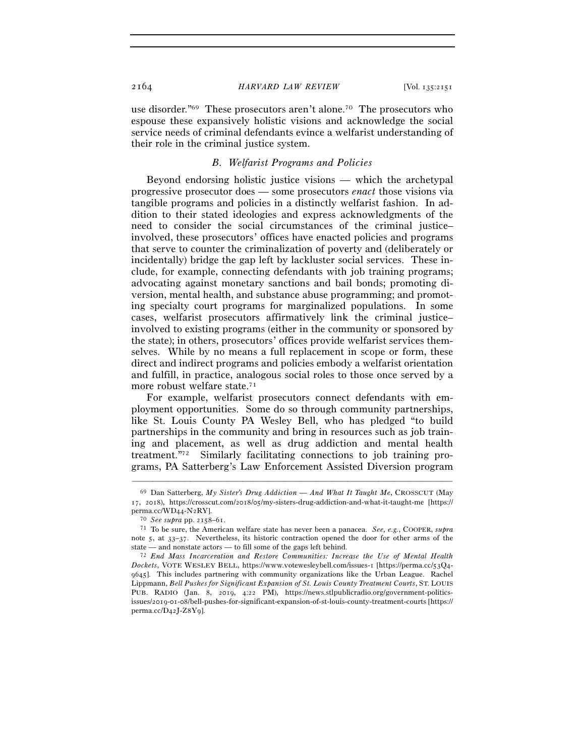use disorder."[69] These prosecutors aren't alone.[70] The prosecutors who espouse these expansively holistic visions and acknowledge the social service needs of criminal defendants evince a welfarist understanding of their role in the criminal justice system.

### *B. Welfarist Programs and Policies*

Beyond endorsing holistic justice visions — which the archetypal progressive prosecutor does — some prosecutors *enact* those visions via tangible programs and policies in a distinctly welfarist fashion. In addition to their stated ideologies and express acknowledgments of the need to consider the social circumstances of the criminal justice–involved, these prosecutors' offices have enacted policies and programs that serve to counter the criminalization of poverty and (deliberately or incidentally) bridge the gap left by lackluster social services. These include, for example, connecting defendants with job training programs; advocating against monetary sanctions and bail bonds; promoting diversion, mental health, and substance abuse programming; and promoting specialty court programs for marginalized populations. In some cases, welfarist prosecutors affirmatively link the criminal justice–involved to existing programs (either in the community or sponsored by the state); in others, prosecutors' offices provide welfarist services themselves. While by no means a full replacement in scope or form, these direct and indirect programs and policies embody a welfarist orientation and fulfill, in practice, analogous social roles to those once served by a more robust welfare state.[71]

For example, welfarist prosecutors connect defendants with employment opportunities. Some do so through community partnerships, like St. Louis County PA Wesley Bell, who has pledged "to build partnerships in the community and bring in resources such as job training and placement, as well as drug addiction and mental health treatment."[72] Similarly facilitating connections to job training programs, PA Satterberg's Law Enforcement Assisted Diversion program

---

[69] Dan Satterberg, *My Sister's Drug Addiction — And What It Taught Me*, CROSSCUT (May 17, 2018), https://crosscut.com/2018/05/my-sisters-drug-addiction-and-what-it-taught-me [https://perma.cc/WD44-N2RY].

[70] *See supra* pp. 2158–61.

[71] To be sure, the American welfare state has never been a panacea. *See, e.g.*, COOPER, *supra* note 5, at 33–37. Nevertheless, its historic contraction opened the door for other arms of the state — and nonstate actors — to fill some of the gaps left behind.

[72] *End Mass Incarceration and Restore Communities: Increase the Use of Mental Health Dockets*, VOTE WESLEY BELL, https://www.votewesleybell.com/issues-1 [https://perma.cc/53Q4-9645]. This includes partnering with community organizations like the Urban League. Rachel Lippmann, *Bell Pushes for Significant Expansion of St. Louis County Treatment Courts*, ST. LOUIS PUB. RADIO (Jan. 8, 2019, 4:22 PM), https://news.stlpublicradio.org/government-politics-issues/2019-01-08/bell-pushes-for-significant-expansion-of-st-louis-county-treatment-courts [https://perma.cc/D42J-Z8Y9].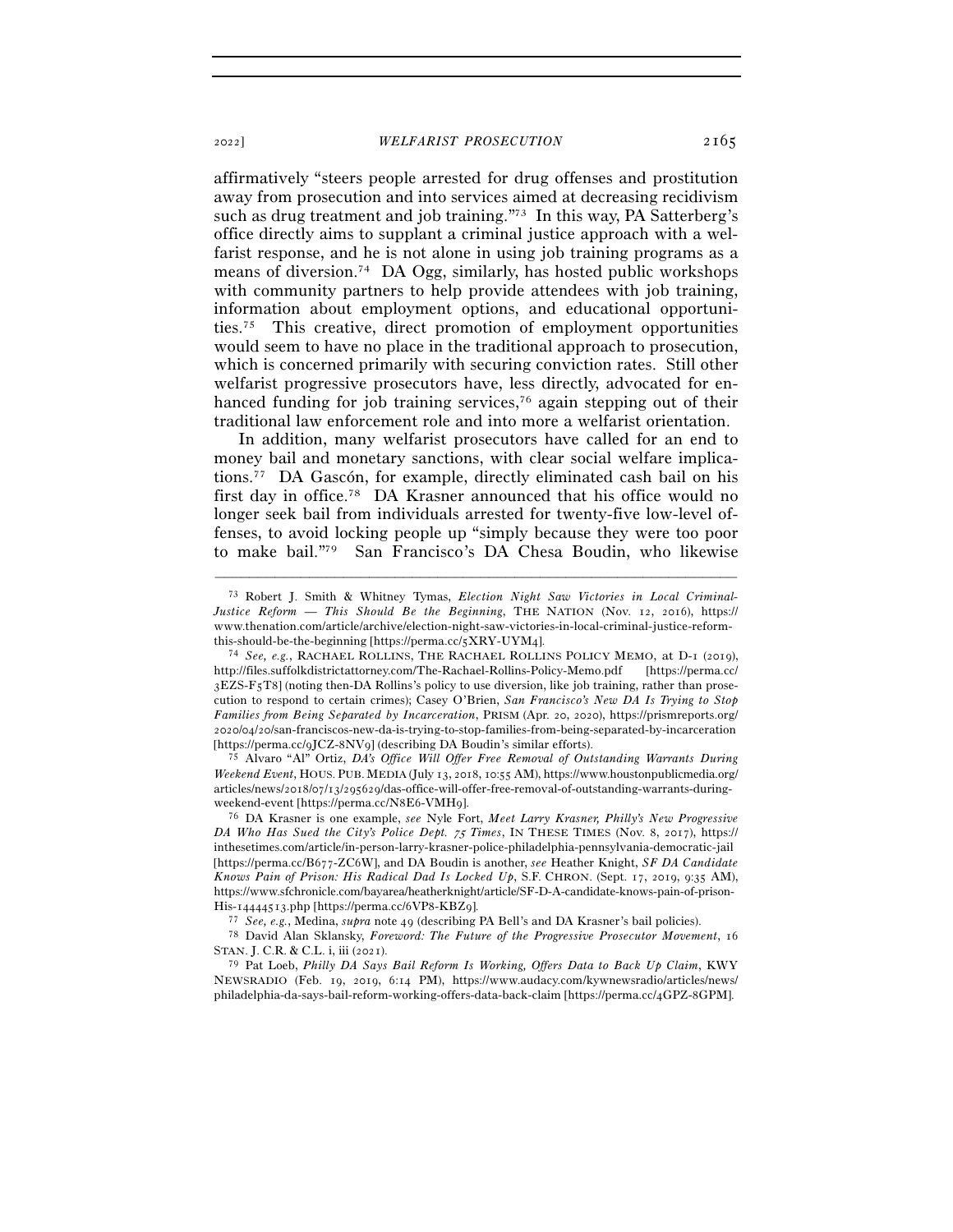affirmatively "steers people arrested for drug offenses and prostitution away from prosecution and into services aimed at decreasing recidivism such as drug treatment and job training."[73] In this way, PA Satterberg's office directly aims to supplant a criminal justice approach with a welfarist response, and he is not alone in using job training programs as a means of diversion.[74] DA Ogg, similarly, has hosted public workshops with community partners to help provide attendees with job training, information about employment options, and educational opportunities.[75] This creative, direct promotion of employment opportunities would seem to have no place in the traditional approach to prosecution, which is concerned primarily with securing conviction rates. Still other welfarist progressive prosecutors have, less directly, advocated for enhanced funding for job training services,[76] again stepping out of their traditional law enforcement role and into more a welfarist orientation.

In addition, many welfarist prosecutors have called for an end to money bail and monetary sanctions, with clear social welfare implications.[77] DA Gascón, for example, directly eliminated cash bail on his first day in office.[78] DA Krasner announced that his office would no longer seek bail from individuals arrested for twenty-five low-level offenses, to avoid locking people up "simply because they were too poor to make bail."[79] San Francisco's DA Chesa Boudin, who likewise

---

[73] Robert J. Smith & Whitney Tymas, *Election Night Saw Victories in Local Criminal-Justice Reform — This Should Be the Beginning*, THE NATION (Nov. 12, 2016), https://www.thenation.com/article/archive/election-night-saw-victories-in-local-criminal-justice-reform-this-should-be-the-beginning [https://perma.cc/5XRY-UYM4].

[74] *See, e.g.*, RACHAEL ROLLINS, THE RACHAEL ROLLINS POLICY MEMO, at D-1 (2019), http://files.suffolkdistrictattorney.com/The-Rachael-Rollins-Policy-Memo.pdf [https://perma.cc/3EZS-F5T8] (noting then-DA Rollins's policy to use diversion, like job training, rather than prosecution to respond to certain crimes); Casey O'Brien, *San Francisco's New DA Is Trying to Stop Families from Being Separated by Incarceration*, PRISM (Apr. 20, 2020), https://prismreports.org/2020/04/20/san-franciscos-new-da-is-trying-to-stop-families-from-being-separated-by-incarceration [https://perma.cc/9JCZ-8NV9] (describing DA Boudin's similar efforts).

[75] Alvaro "Al" Ortiz, *DA's Office Will Offer Free Removal of Outstanding Warrants During Weekend Event*, HOUS. PUB. MEDIA (July 13, 2018, 10:55 AM), https://www.houstonpublicmedia.org/articles/news/2018/07/13/295629/das-office-will-offer-free-removal-of-outstanding-warrants-during-weekend-event [https://perma.cc/N8E6-VMH9].

[76] DA Krasner is one example, *see* Nyle Fort, *Meet Larry Krasner, Philly's New Progressive DA Who Has Sued the City's Police Dept. 75 Times*, IN THESE TIMES (Nov. 8, 2017), https://inthesetimes.com/article/in-person-larry-krasner-police-philadelphia-pennsylvania-democratic-jail [https://perma.cc/B677-ZC6W], and DA Boudin is another, *see* Heather Knight, *SF DA Candidate Knows Pain of Prison: His Radical Dad Is Locked Up*, S.F. CHRON. (Sept. 17, 2019, 9:35 AM), https://www.sfchronicle.com/bayarea/heatherknight/article/SF-D-A-candidate-knows-pain-of-prison-His-14444513.php [https://perma.cc/6VP8-KBZ9].

[77] *See, e.g.*, Medina, *supra* note 49 (describing PA Bell's and DA Krasner's bail policies).

[78] David Alan Sklansky, *Foreword: The Future of the Progressive Prosecutor Movement*, 16 STAN. J. C.R. & C.L. i, iii (2021).

[79] Pat Loeb, *Philly DA Says Bail Reform Is Working, Offers Data to Back Up Claim*, KYW NEWSRADIO (Feb. 19, 2019, 6:14 PM), https://www.audacy.com/kywnewsradio/articles/news/philadelphia-da-says-bail-reform-working-offers-data-back-claim [https://perma.cc/4GPZ-8GPM].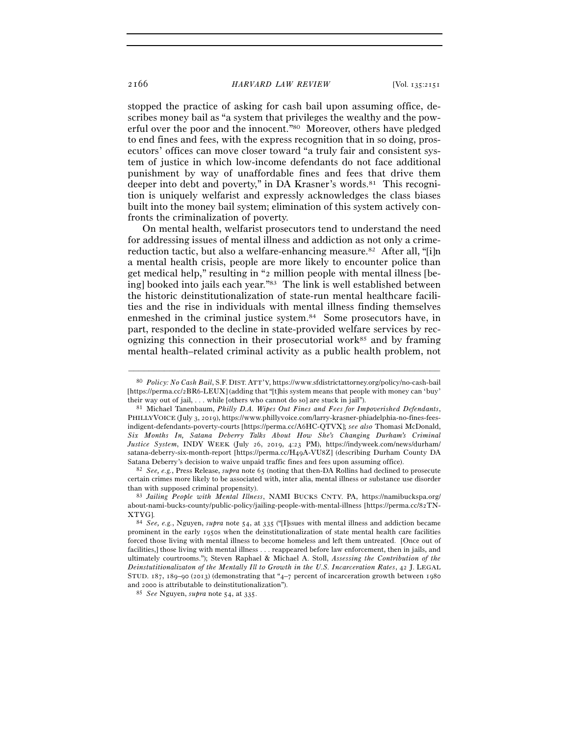stopped the practice of asking for cash bail upon assuming office, describes money bail as "a system that privileges the wealthy and the powerful over the poor and the innocent."[80] Moreover, others have pledged to end fines and fees, with the express recognition that in so doing, prosecutors' offices can move closer toward "a truly fair and consistent system of justice in which low-income defendants do not face additional punishment by way of unaffordable fines and fees that drive them deeper into debt and poverty," in DA Krasner's words.[81] This recognition is uniquely welfarist and expressly acknowledges the class biases built into the money bail system; elimination of this system actively confronts the criminalization of poverty.

On mental health, welfarist prosecutors tend to understand the need for addressing issues of mental illness and addiction as not only a crime-reduction tactic, but also a welfare-enhancing measure.[82] After all, "[i]n a mental health crisis, people are more likely to encounter police than get medical help," resulting in "2 million people with mental illness [being] booked into jails each year."[83] The link is well established between the historic deinstitutionalization of state-run mental healthcare facilities and the rise in individuals with mental illness finding themselves enmeshed in the criminal justice system.[84] Some prosecutors have, in part, responded to the decline in state-provided welfare services by recognizing this connection in their prosecutorial work[85] and by framing mental health–related criminal activity as a public health problem, not

---

[80] *Policy: No Cash Bail*, S.F. DIST. ATT'Y, https://www.sfdistrictattorney.org/policy/no-cash-bail [https://perma.cc/2BR6-LEUX] (adding that "[t]his system means that people with money can 'buy' their way out of jail, . . . while [others who cannot do so] are stuck in jail").

[81] Michael Tanenbaum, *Philly D.A. Wipes Out Fines and Fees for Impoverished Defendants*, PHILLYVOICE (July 3, 2019), https://www.phillyvoice.com/larry-krasner-phiadelphia-no-fines-fees-indigent-defendants-poverty-courts [https://perma.cc/A6HC-QTVX]; *see also* Thomasi McDonald, *Six Months In, Satana Deberry Talks About How She's Changing Durham's Criminal Justice System*, INDY WEEK (July 26, 2019, 4:23 PM), https://indyweek.com/news/durham/satana-deberry-six-month-report [https://perma.cc/H49A-VU8Z] (describing Durham County DA Satana Deberry's decision to waive unpaid traffic fines and fees upon assuming office).

[82] *See, e.g.*, Press Release, *supra* note 65 (noting that then-DA Rollins had declined to prosecute certain crimes more likely to be associated with, inter alia, mental illness or substance use disorder than with supposed criminal propensity).

[83] *Jailing People with Mental Illness*, NAMI BUCKS CNTY. PA, https://namibuckspa.org/about-nami-bucks-county/public-policy/jailing-people-with-mental-illness [https://perma.cc/82TN-XTYG].

[84] *See, e.g.*, Nguyen, *supra* note 54, at 335 ("[I]ssues with mental illness and addiction became prominent in the early 1950s when the deinstitutionalization of state mental health care facilities forced those living with mental illness to become homeless and left them untreated. [Once out of facilities,] those living with mental illness . . . reappeared before law enforcement, then in jails, and ultimately courtrooms."); Steven Raphael & Michael A. Stoll, *Assessing the Contribution of the Deinstitutionalizaton of the Mentally Ill to Growth in the U.S. Incarceration Rates*, 42 J. LEGAL STUD. 187, 189–90 (2013) (demonstrating that "4–7 percent of incarceration growth between 1980 and 2000 is attributable to deinstitutionalization").

[85] *See* Nguyen, *supra* note 54, at 335.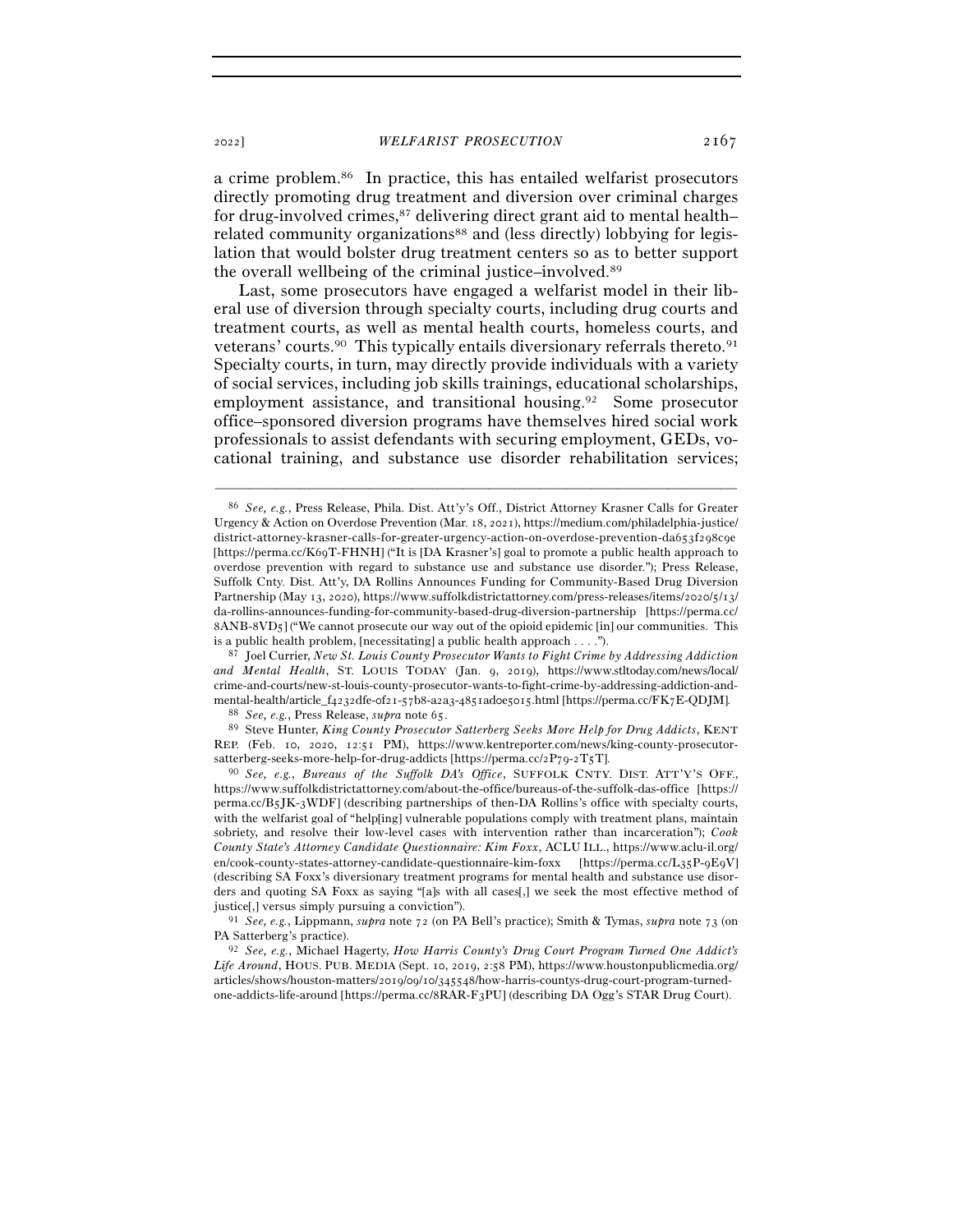a crime problem.[86] In practice, this has entailed welfarist prosecutors directly promoting drug treatment and diversion over criminal charges for drug-involved crimes,[87] delivering direct grant aid to mental health–related community organizations[88] and (less directly) lobbying for legislation that would bolster drug treatment centers so as to better support the overall wellbeing of the criminal justice–involved.[89]

Last, some prosecutors have engaged a welfarist model in their liberal use of diversion through specialty courts, including drug courts and treatment courts, as well as mental health courts, homeless courts, and veterans' courts.[90] This typically entails diversionary referrals thereto.[91] Specialty courts, in turn, may directly provide individuals with a variety of social services, including job skills trainings, educational scholarships, employment assistance, and transitional housing.[92] Some prosecutor office–sponsored diversion programs have themselves hired social work professionals to assist defendants with securing employment, GEDs, vocational training, and substance use disorder rehabilitation services;

---

[86] *See, e.g.*, Press Release, Phila. Dist. Att'y's Off., District Attorney Krasner Calls for Greater Urgency & Action on Overdose Prevention (Mar. 18, 2021), https://medium.com/philadelphia-justice/district-attorney-krasner-calls-for-greater-urgency-action-on-overdose-prevention-da653f298c9e [https://perma.cc/K69T-FHNH] ("It is [DA Krasner's] goal to promote a public health approach to overdose prevention with regard to substance use and substance use disorder."); Press Release, Suffolk Cnty. Dist. Att'y, DA Rollins Announces Funding for Community-Based Drug Diversion Partnership (May 13, 2020), https://www.suffolkdistrictattorney.com/press-releases/items/2020/5/13/da-rollins-announces-funding-for-community-based-drug-diversion-partnership [https://perma.cc/8ANB-8VD5] ("We cannot prosecute our way out of the opioid epidemic [in] our communities. This is a public health problem, [necessitating] a public health approach . . . .").

[87] Joel Currier, *New St. Louis County Prosecutor Wants to Fight Crime by Addressing Addiction and Mental Health*, ST. LOUIS TODAY (Jan. 9, 2019), https://www.stltoday.com/news/local/crime-and-courts/new-st-louis-county-prosecutor-wants-to-fight-crime-by-addressing-addiction-and-mental-health/article_f4232dfe-0f21-57b8-a2a3-4851ad0e5015.html [https://perma.cc/FK7E-QDJM].

[88] *See, e.g.*, Press Release, *supra* note 65.

[89] Steve Hunter, *King County Prosecutor Satterberg Seeks More Help for Drug Addicts*, KENT REP. (Feb. 10, 2020, 12:51 PM), https://www.kentreporter.com/news/king-county-prosecutor-satterberg-seeks-more-help-for-drug-addicts [https://perma.cc/2P79-2T5T].

[90] *See, e.g.*, *Bureaus of the Suffolk DA's Office*, SUFFOLK CNTY. DIST. ATT'Y'S OFF., https://www.suffolkdistrictattorney.com/about-the-office/bureaus-of-the-suffolk-das-office [https://perma.cc/B5JK-3WDF] (describing partnerships of then-DA Rollins's office with specialty courts, with the welfarist goal of "help[ing] vulnerable populations comply with treatment plans, maintain sobriety, and resolve their low-level cases with intervention rather than incarceration"); *Cook County State's Attorney Candidate Questionnaire: Kim Foxx*, ACLU ILL., https://www.aclu-il.org/en/cook-county-states-attorney-candidate-questionnaire-kim-foxx [https://perma.cc/L35P-9E9V] (describing SA Foxx's diversionary treatment programs for mental health and substance use disorders and quoting SA Foxx as saying "[a]s with all cases[,] we seek the most effective method of justice[,] versus simply pursuing a conviction").

[91] *See, e.g.*, Lippmann, *supra* note 72 (on PA Bell's practice); Smith & Tymas, *supra* note 73 (on PA Satterberg's practice).

[92] *See, e.g.*, Michael Hagerty, *How Harris County's Drug Court Program Turned One Addict's Life Around*, HOUS. PUB. MEDIA (Sept. 10, 2019, 2:58 PM), https://www.houstonpublicmedia.org/articles/shows/houston-matters/2019/09/10/345548/how-harris-countys-drug-court-program-turned-one-addicts-life-around [https://perma.cc/8RAR-F3PU] (describing DA Ogg's STAR Drug Court).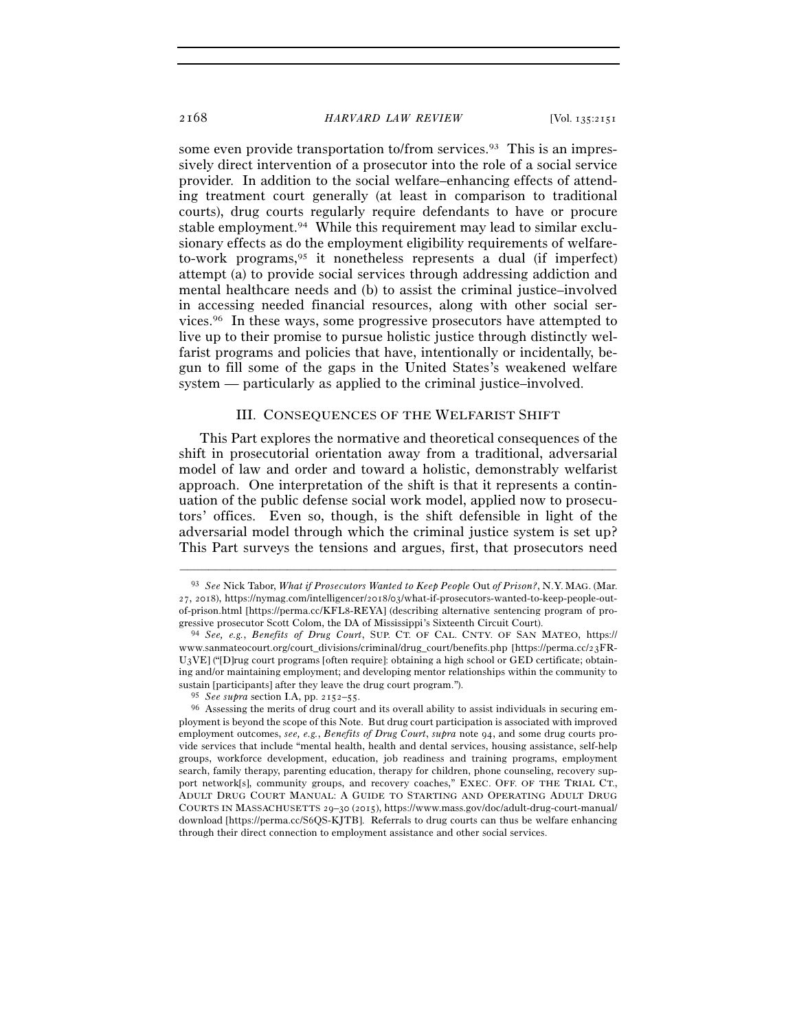some even provide transportation to/from services.[93] This is an impressively direct intervention of a prosecutor into the role of a social service provider. In addition to the social welfare–enhancing effects of attending treatment court generally (at least in comparison to traditional courts), drug courts regularly require defendants to have or procure stable employment.[94] While this requirement may lead to similar exclusionary effects as do the employment eligibility requirements of welfare-to-work programs,[95] it nonetheless represents a dual (if imperfect) attempt (a) to provide social services through addressing addiction and mental healthcare needs and (b) to assist the criminal justice–involved in accessing needed financial resources, along with other social services.[96] In these ways, some progressive prosecutors have attempted to live up to their promise to pursue holistic justice through distinctly welfarist programs and policies that have, intentionally or incidentally, begun to fill some of the gaps in the United States's weakened welfare system — particularly as applied to the criminal justice–involved.

## III. Consequences of the Welfarist Shift

This Part explores the normative and theoretical consequences of the shift in prosecutorial orientation away from a traditional, adversarial model of law and order and toward a holistic, demonstrably welfarist approach. One interpretation of the shift is that it represents a continuation of the public defense social work model, applied now to prosecutors' offices. Even so, though, is the shift defensible in light of the adversarial model through which the criminal justice system is set up? This Part surveys the tensions and argues, first, that prosecutors need

---

[93] *See* Nick Tabor, *What if Prosecutors Wanted to Keep People* Out *of Prison?*, N.Y. MAG. (Mar. 27, 2018), https://nymag.com/intelligencer/2018/03/what-if-prosecutors-wanted-to-keep-people-out-of-prison.html [https://perma.cc/KFL8-REYA] (describing alternative sentencing program of progressive prosecutor Scott Colom, the DA of Mississippi's Sixteenth Circuit Court).

[94] *See, e.g.*, *Benefits of Drug Court*, SUP. CT. OF CAL. CNTY. OF SAN MATEO, https://www.sanmateocourt.org/court_divisions/criminal/drug_court/benefits.php [https://perma.cc/23FR-U3VE] ("[D]rug court programs [often require]: obtaining a high school or GED certificate; obtaining and/or maintaining employment; and developing mentor relationships within the community to sustain [participants] after they leave the drug court program.").

[95] *See supra* section I.A, pp. 2152–55.

[96] Assessing the merits of drug court and its overall ability to assist individuals in securing employment is beyond the scope of this Note. But drug court participation is associated with improved employment outcomes, *see, e.g.*, *Benefits of Drug Court*, *supra* note 94, and some drug courts provide services that include "mental health, health and dental services, housing assistance, self-help groups, workforce development, education, job readiness and training programs, employment search, family therapy, parenting education, therapy for children, phone counseling, recovery support network[s], community groups, and recovery coaches," EXEC. OFF. OF THE TRIAL CT., ADULT DRUG COURT MANUAL: A GUIDE TO STARTING AND OPERATING ADULT DRUG COURTS IN MASSACHUSETTS 29–30 (2015), https://www.mass.gov/doc/adult-drug-court-manual/download [https://perma.cc/S6QS-KJTB]. Referrals to drug courts can thus be welfare enhancing through their direct connection to employment assistance and other social services.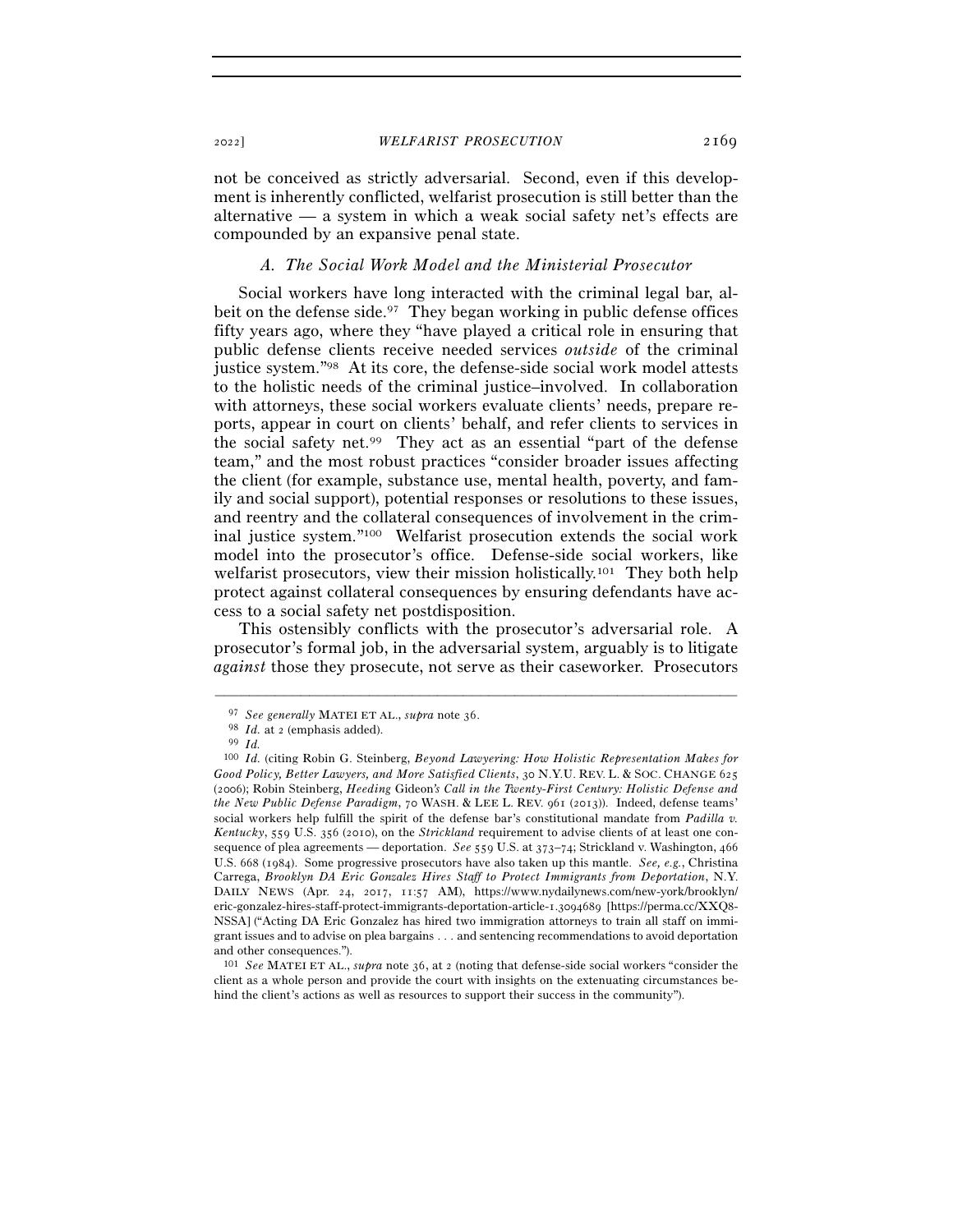not be conceived as strictly adversarial. Second, even if this development is inherently conflicted, welfarist prosecution is still better than the alternative — a system in which a weak social safety net's effects are compounded by an expansive penal state.

### *A. The Social Work Model and the Ministerial Prosecutor*

Social workers have long interacted with the criminal legal bar, albeit on the defense side.[97] They began working in public defense offices fifty years ago, where they "have played a critical role in ensuring that public defense clients receive needed services *outside* of the criminal justice system."[98] At its core, the defense-side social work model attests to the holistic needs of the criminal justice–involved. In collaboration with attorneys, these social workers evaluate clients' needs, prepare reports, appear in court on clients' behalf, and refer clients to services in the social safety net.[99] They act as an essential "part of the defense team," and the most robust practices "consider broader issues affecting the client (for example, substance use, mental health, poverty, and family and social support), potential responses or resolutions to these issues, and reentry and the collateral consequences of involvement in the criminal justice system."[100] Welfarist prosecution extends the social work model into the prosecutor's office. Defense-side social workers, like welfarist prosecutors, view their mission holistically.[101] They both help protect against collateral consequences by ensuring defendants have access to a social safety net postdisposition.

This ostensibly conflicts with the prosecutor's adversarial role. A prosecutor's formal job, in the adversarial system, arguably is to litigate *against* those they prosecute, not serve as their caseworker. Prosecutors

---

[97] *See generally* MATEI ET AL., *supra* note 36.

[98] *Id.* at 2 (emphasis added).

[99] *Id.*

[100] *Id.* (citing Robin G. Steinberg, *Beyond Lawyering: How Holistic Representation Makes for Good Policy, Better Lawyers, and More Satisfied Clients*, 30 N.Y.U. REV. L. & SOC. CHANGE 625 (2006); Robin Steinberg, *Heeding* Gideon*'s Call in the Twenty-First Century: Holistic Defense and the New Public Defense Paradigm*, 70 WASH. & LEE L. REV. 961 (2013)). Indeed, defense teams' social workers help fulfill the spirit of the defense bar's constitutional mandate from *Padilla v. Kentucky*, 559 U.S. 356 (2010), on the *Strickland* requirement to advise clients of at least one consequence of plea agreements — deportation. *See* 559 U.S. at 373–74; Strickland v. Washington, 466 U.S. 668 (1984). Some progressive prosecutors have also taken up this mantle. *See, e.g.*, Christina Carrega, *Brooklyn DA Eric Gonzalez Hires Staff to Protect Immigrants from Deportation*, N.Y. DAILY NEWS (Apr. 24, 2017, 11:57 AM), https://www.nydailynews.com/new-york/brooklyn/eric-gonzalez-hires-staff-protect-immigrants-deportation-article-1.3094689 [https://perma.cc/XXQ8-NSSA] ("Acting DA Eric Gonzalez has hired two immigration attorneys to train all staff on immigrant issues and to advise on plea bargains . . . and sentencing recommendations to avoid deportation and other consequences.").

[101] *See* MATEI ET AL., *supra* note 36, at 2 (noting that defense-side social workers "consider the client as a whole person and provide the court with insights on the extenuating circumstances behind the client's actions as well as resources to support their success in the community").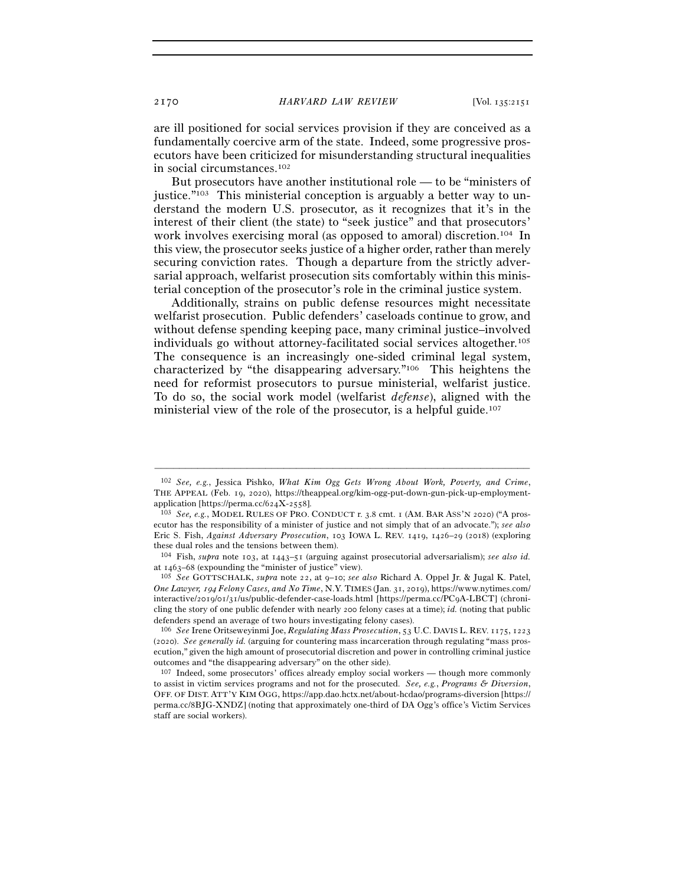are ill positioned for social services provision if they are conceived as a fundamentally coercive arm of the state. Indeed, some progressive prosecutors have been criticized for misunderstanding structural inequalities in social circumstances.[102]

But prosecutors have another institutional role — to be "ministers of justice."[103] This ministerial conception is arguably a better way to understand the modern U.S. prosecutor, as it recognizes that it's in the interest of their client (the state) to "seek justice" and that prosecutors' work involves exercising moral (as opposed to amoral) discretion.[104] In this view, the prosecutor seeks justice of a higher order, rather than merely securing conviction rates. Though a departure from the strictly adversarial approach, welfarist prosecution sits comfortably within this ministerial conception of the prosecutor's role in the criminal justice system.

Additionally, strains on public defense resources might necessitate welfarist prosecution. Public defenders' caseloads continue to grow, and without defense spending keeping pace, many criminal justice–involved individuals go without attorney-facilitated social services altogether.[105] The consequence is an increasingly one-sided criminal legal system, characterized by "the disappearing adversary."[106] This heightens the need for reformist prosecutors to pursue ministerial, welfarist justice. To do so, the social work model (welfarist *defense*), aligned with the ministerial view of the role of the prosecutor, is a helpful guide.[107]

---

[102] *See, e.g.*, Jessica Pishko, *What Kim Ogg Gets Wrong About Work, Poverty, and Crime*, THE APPEAL (Feb. 19, 2020), https://theappeal.org/kim-ogg-put-down-gun-pick-up-employment-application [https://perma.cc/624X-2558].

[103] *See, e.g.*, MODEL RULES OF PRO. CONDUCT r. 3.8 cmt. 1 (AM. BAR ASS'N 2020) ("A prosecutor has the responsibility of a minister of justice and not simply that of an advocate."); *see also* Eric S. Fish, *Against Adversary Prosecution*, 103 IOWA L. REV. 1419, 1426–29 (2018) (exploring these dual roles and the tensions between them).

[104] Fish, *supra* note 103, at 1443–51 (arguing against prosecutorial adversarialism); *see also id.* at 1463–68 (expounding the "minister of justice" view).

[105] *See* GOTTSCHALK, *supra* note 22, at 9–10; *see also* Richard A. Oppel Jr. & Jugal K. Patel, *One Lawyer, 194 Felony Cases, and No Time*, N.Y. TIMES (Jan. 31, 2019), https://www.nytimes.com/interactive/2019/01/31/us/public-defender-case-loads.html [https://perma.cc/PC9A-LBCT] (chronicling the story of one public defender with nearly 200 felony cases at a time); *id.* (noting that public defenders spend an average of two hours investigating felony cases).

[106] *See* Irene Oritseweyinmi Joe, *Regulating Mass Prosecution*, 53 U.C. DAVIS L. REV. 1175, 1223 (2020). *See generally id.* (arguing for countering mass incarceration through regulating "mass prosecution," given the high amount of prosecutorial discretion and power in controlling criminal justice outcomes and "the disappearing adversary" on the other side).

[107] Indeed, some prosecutors' offices already employ social workers — though more commonly to assist in victim services programs and not for the prosecuted. *See, e.g.*, *Programs & Diversion*, OFF. OF DIST. ATT'Y KIM OGG, https://app.dao.hctx.net/about-hcdao/programs-diversion [https://perma.cc/8BJG-XNDZ] (noting that approximately one-third of DA Ogg's office's Victim Services staff are social workers).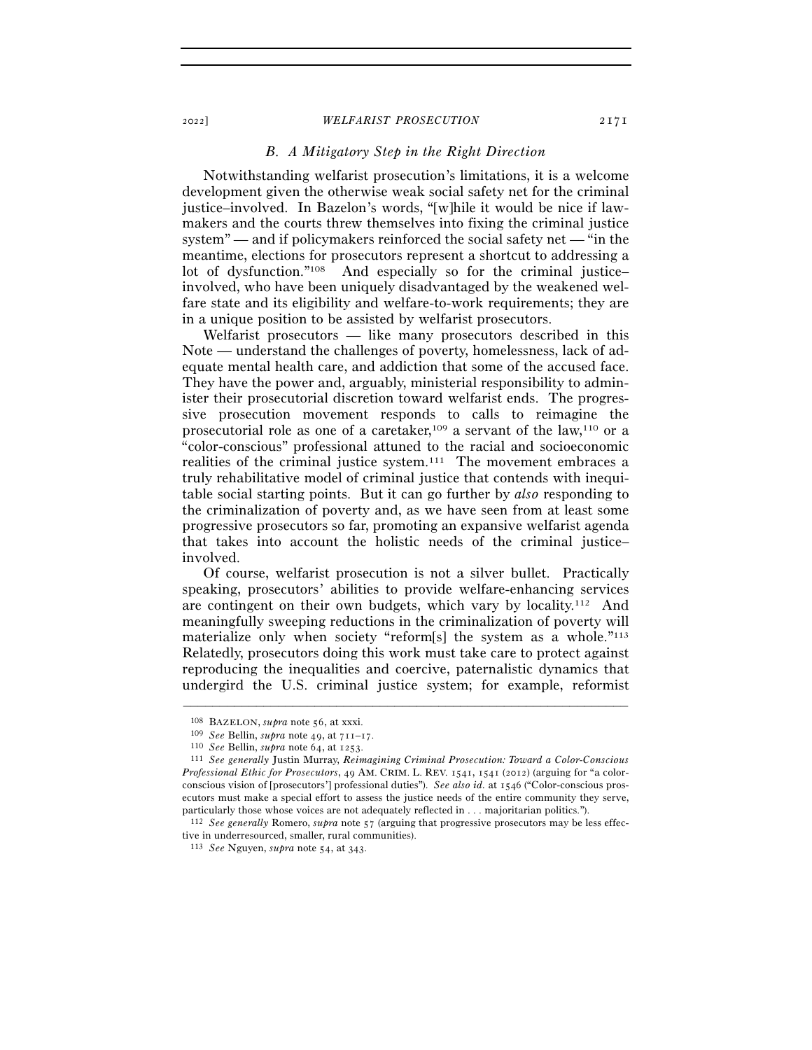### B. A Mitigatory Step in the Right Direction

Notwithstanding welfarist prosecution's limitations, it is a welcome development given the otherwise weak social safety net for the criminal justice–involved. In Bazelon's words, "[w]hile it would be nice if lawmakers and the courts threw themselves into fixing the criminal justice system" — and if policymakers reinforced the social safety net — "in the meantime, elections for prosecutors represent a shortcut to addressing a lot of dysfunction."[108] And especially so for the criminal justice–involved, who have been uniquely disadvantaged by the weakened welfare state and its eligibility and welfare-to-work requirements; they are in a unique position to be assisted by welfarist prosecutors.

Welfarist prosecutors — like many prosecutors described in this Note — understand the challenges of poverty, homelessness, lack of adequate mental health care, and addiction that some of the accused face. They have the power and, arguably, ministerial responsibility to administer their prosecutorial discretion toward welfarist ends. The progressive prosecution movement responds to calls to reimagine the prosecutorial role as one of a caretaker,[109] a servant of the law,[110] or a "color-conscious" professional attuned to the racial and socioeconomic realities of the criminal justice system.[111] The movement embraces a truly rehabilitative model of criminal justice that contends with inequitable social starting points. But it can go further by *also* responding to the criminalization of poverty and, as we have seen from at least some progressive prosecutors so far, promoting an expansive welfarist agenda that takes into account the holistic needs of the criminal justice–involved.

Of course, welfarist prosecution is not a silver bullet. Practically speaking, prosecutors' abilities to provide welfare-enhancing services are contingent on their own budgets, which vary by locality.[112] And meaningfully sweeping reductions in the criminalization of poverty will materialize only when society "reform[s] the system as a whole."[113] Relatedly, prosecutors doing this work must take care to protect against reproducing the inequalities and coercive, paternalistic dynamics that undergird the U.S. criminal justice system; for example, reformist

---

[108] BAZELON, *supra* note 56, at xxxi.

[109] *See* Bellin, *supra* note 49, at 711–17.

[110] *See* Bellin, *supra* note 64, at 1253.

[111] *See generally* Justin Murray, *Reimagining Criminal Prosecution: Toward a Color-Conscious Professional Ethic for Prosecutors*, 49 AM. CRIM. L. REV. 1541, 1541 (2012) (arguing for "a color-conscious vision of [prosecutors'] professional duties"). *See also id.* at 1546 ("Color-conscious prosecutors must make a special effort to assess the justice needs of the entire community they serve, particularly those whose voices are not adequately reflected in . . . majoritarian politics.").

[112] *See generally* Romero, *supra* note 57 (arguing that progressive prosecutors may be less effective in underresourced, smaller, rural communities).

[113] *See* Nguyen, *supra* note 54, at 343.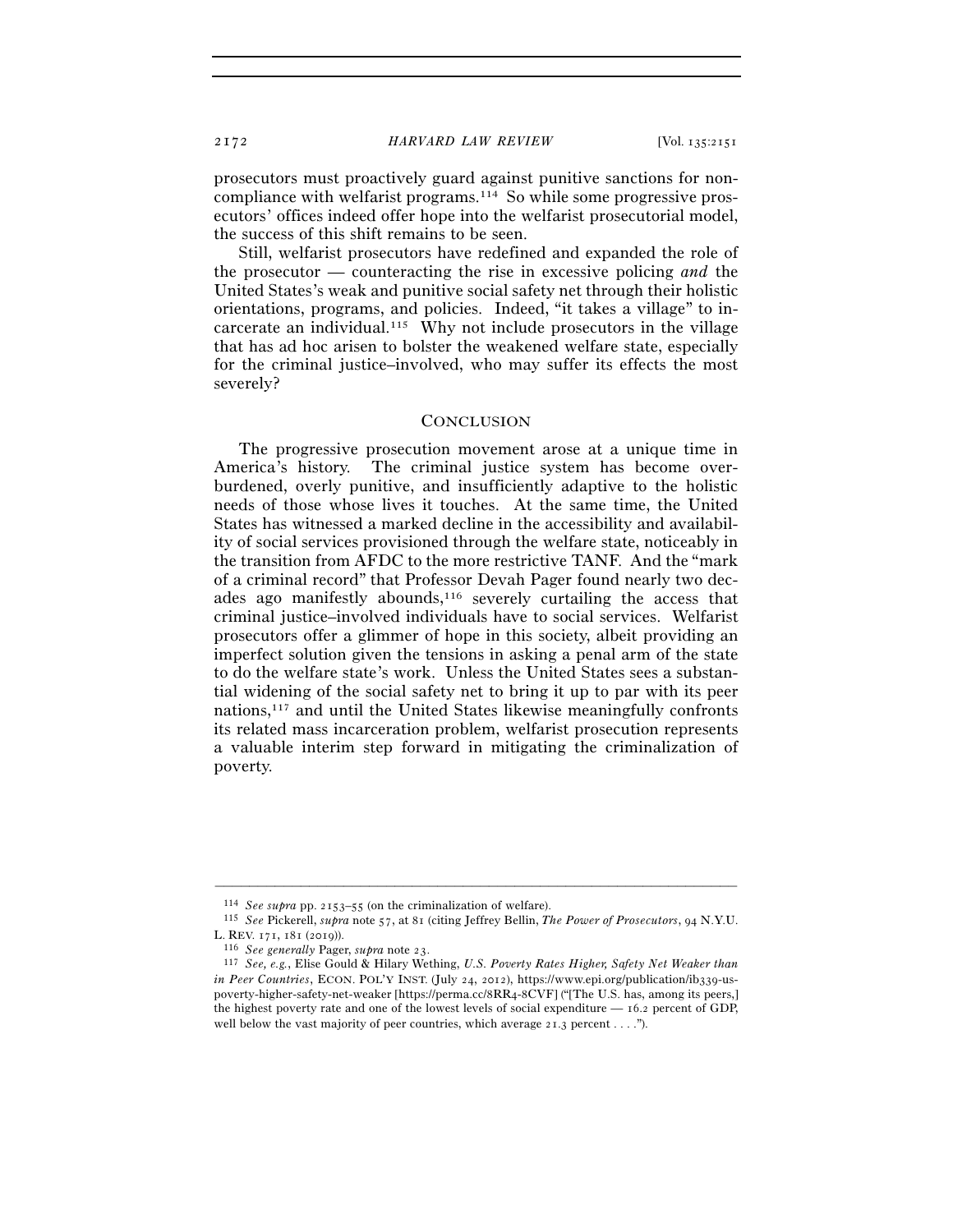prosecutors must proactively guard against punitive sanctions for noncompliance with welfarist programs.[114] So while some progressive prosecutors' offices indeed offer hope into the welfarist prosecutorial model, the success of this shift remains to be seen.

Still, welfarist prosecutors have redefined and expanded the role of the prosecutor — counteracting the rise in excessive policing *and* the United States's weak and punitive social safety net through their holistic orientations, programs, and policies. Indeed, "it takes a village" to incarcerate an individual.[115] Why not include prosecutors in the village that has ad hoc arisen to bolster the weakened welfare state, especially for the criminal justice–involved, who may suffer its effects the most severely?

## CONCLUSION

The progressive prosecution movement arose at a unique time in America's history. The criminal justice system has become overburdened, overly punitive, and insufficiently adaptive to the holistic needs of those whose lives it touches. At the same time, the United States has witnessed a marked decline in the accessibility and availability of social services provisioned through the welfare state, noticeably in the transition from AFDC to the more restrictive TANF. And the "mark of a criminal record" that Professor Devah Pager found nearly two decades ago manifestly abounds,[116] severely curtailing the access that criminal justice–involved individuals have to social services. Welfarist prosecutors offer a glimmer of hope in this society, albeit providing an imperfect solution given the tensions in asking a penal arm of the state to do the welfare state's work. Unless the United States sees a substantial widening of the social safety net to bring it up to par with its peer nations,[117] and until the United States likewise meaningfully confronts its related mass incarceration problem, welfarist prosecution represents a valuable interim step forward in mitigating the criminalization of poverty.

---

[114] *See supra* pp. 2153–55 (on the criminalization of welfare).

[115] *See* Pickerell, *supra* note 57, at 81 (citing Jeffrey Bellin, *The Power of Prosecutors*, 94 N.Y.U. L. REV. 171, 181 (2019)).

[116] *See generally* Pager, *supra* note 23.

[117] *See, e.g.*, Elise Gould & Hilary Wething, *U.S. Poverty Rates Higher, Safety Net Weaker than in Peer Countries*, ECON. POL'Y INST. (July 24, 2012), https://www.epi.org/publication/ib339-us-poverty-higher-safety-net-weaker [https://perma.cc/8RR4-8CVF] ("[The U.S. has, among its peers,] the highest poverty rate and one of the lowest levels of social expenditure — 16.2 percent of GDP, well below the vast majority of peer countries, which average 21.3 percent . . . .").